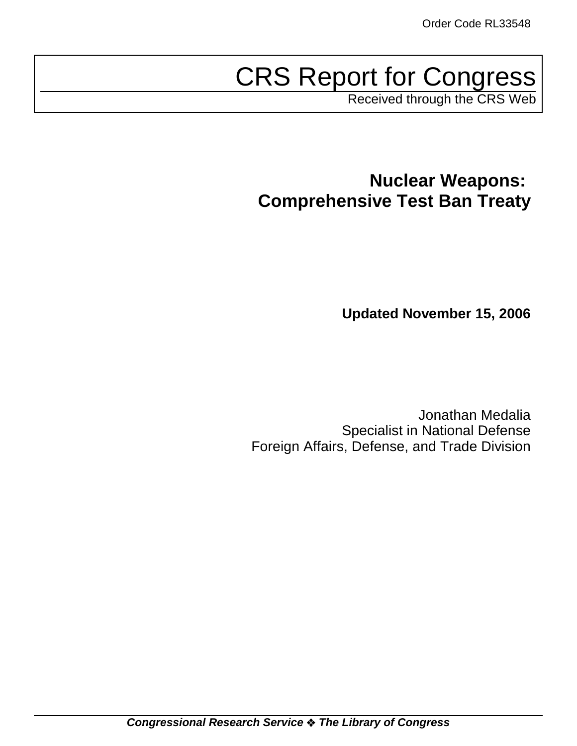Order Code RL33548

# CRS Report for Congress

Received through the CRS Web

## Nuclear Weapons: Comprehensive Test Ban Treaty

**Updated November 15, 2006**

Jonathan Medalia
Specialist in National Defense
Foreign Affairs, Defense, and Trade Division

***Congressional Research Service ❖ The Library of Congress***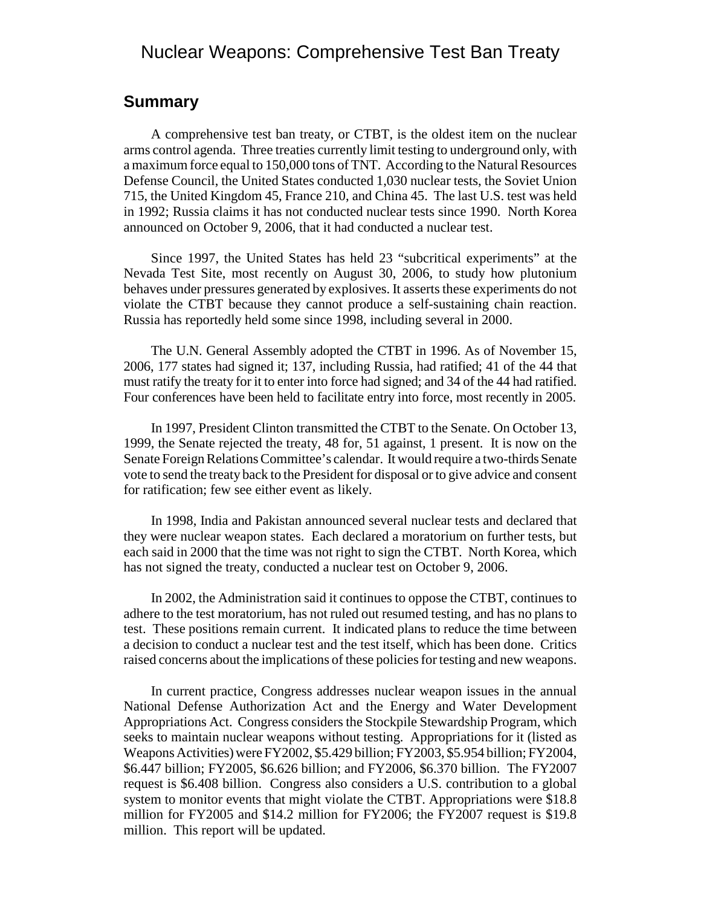# Nuclear Weapons: Comprehensive Test Ban Treaty

## Summary

A comprehensive test ban treaty, or CTBT, is the oldest item on the nuclear arms control agenda. Three treaties currently limit testing to underground only, with a maximum force equal to 150,000 tons of TNT. According to the Natural Resources Defense Council, the United States conducted 1,030 nuclear tests, the Soviet Union 715, the United Kingdom 45, France 210, and China 45. The last U.S. test was held in 1992; Russia claims it has not conducted nuclear tests since 1990. North Korea announced on October 9, 2006, that it had conducted a nuclear test.

Since 1997, the United States has held 23 "subcritical experiments" at the Nevada Test Site, most recently on August 30, 2006, to study how plutonium behaves under pressures generated by explosives. It asserts these experiments do not violate the CTBT because they cannot produce a self-sustaining chain reaction. Russia has reportedly held some since 1998, including several in 2000.

The U.N. General Assembly adopted the CTBT in 1996. As of November 15, 2006, 177 states had signed it; 137, including Russia, had ratified; 41 of the 44 that must ratify the treaty for it to enter into force had signed; and 34 of the 44 had ratified. Four conferences have been held to facilitate entry into force, most recently in 2005.

In 1997, President Clinton transmitted the CTBT to the Senate. On October 13, 1999, the Senate rejected the treaty, 48 for, 51 against, 1 present. It is now on the Senate Foreign Relations Committee's calendar. It would require a two-thirds Senate vote to send the treaty back to the President for disposal or to give advice and consent for ratification; few see either event as likely.

In 1998, India and Pakistan announced several nuclear tests and declared that they were nuclear weapon states. Each declared a moratorium on further tests, but each said in 2000 that the time was not right to sign the CTBT. North Korea, which has not signed the treaty, conducted a nuclear test on October 9, 2006.

In 2002, the Administration said it continues to oppose the CTBT, continues to adhere to the test moratorium, has not ruled out resumed testing, and has no plans to test. These positions remain current. It indicated plans to reduce the time between a decision to conduct a nuclear test and the test itself, which has been done. Critics raised concerns about the implications of these policies for testing and new weapons.

In current practice, Congress addresses nuclear weapon issues in the annual National Defense Authorization Act and the Energy and Water Development Appropriations Act. Congress considers the Stockpile Stewardship Program, which seeks to maintain nuclear weapons without testing. Appropriations for it (listed as Weapons Activities) were FY2002, $5.429 billion; FY2003, $5.954 billion; FY2004, $6.447 billion; FY2005, $6.626 billion; and FY2006, $6.370 billion. The FY2007 request is $6.408 billion. Congress also considers a U.S. contribution to a global system to monitor events that might violate the CTBT. Appropriations were $18.8 million for FY2005 and $14.2 million for FY2006; the FY2007 request is $19.8 million. This report will be updated.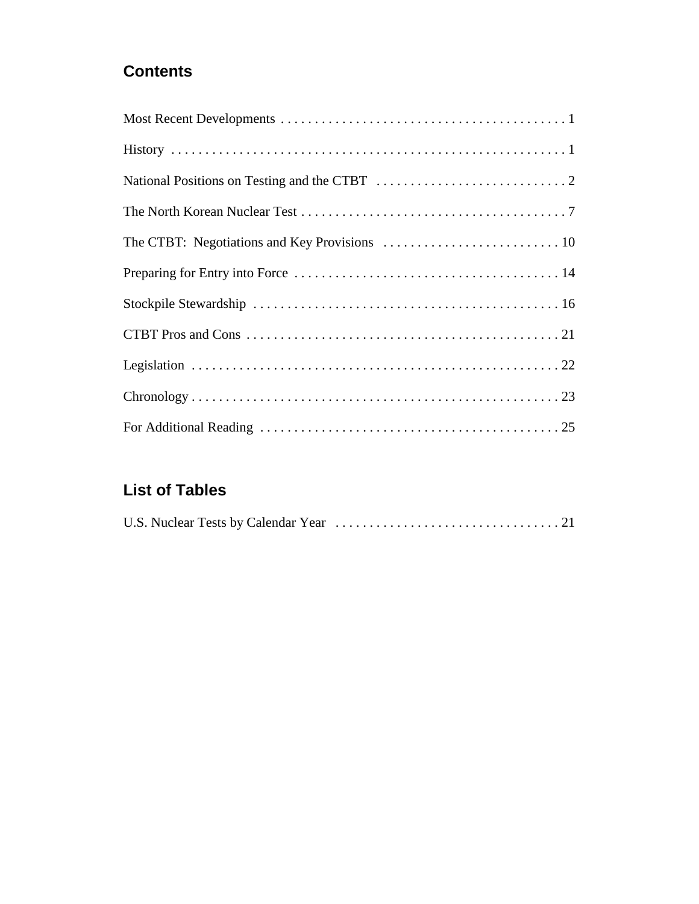## Contents

Most Recent Developments . . . . . . . . . . . . . . . . . . . . . . . . . . . . . . . . . . . . . . . . . . 1

History . . . . . . . . . . . . . . . . . . . . . . . . . . . . . . . . . . . . . . . . . . . . . . . . . . . . . . . . . 1

National Positions on Testing and the CTBT . . . . . . . . . . . . . . . . . . . . . . . . . . . . 2

The North Korean Nuclear Test . . . . . . . . . . . . . . . . . . . . . . . . . . . . . . . . . . . . . . . 7

The CTBT: Negotiations and Key Provisions . . . . . . . . . . . . . . . . . . . . . . . . . . 10

Preparing for Entry into Force . . . . . . . . . . . . . . . . . . . . . . . . . . . . . . . . . . . . . . . 14

Stockpile Stewardship . . . . . . . . . . . . . . . . . . . . . . . . . . . . . . . . . . . . . . . . . . . . . 16

CTBT Pros and Cons . . . . . . . . . . . . . . . . . . . . . . . . . . . . . . . . . . . . . . . . . . . . . . 21

Legislation . . . . . . . . . . . . . . . . . . . . . . . . . . . . . . . . . . . . . . . . . . . . . . . . . . . . . . 22

Chronology . . . . . . . . . . . . . . . . . . . . . . . . . . . . . . . . . . . . . . . . . . . . . . . . . . . . . . 23

For Additional Reading . . . . . . . . . . . . . . . . . . . . . . . . . . . . . . . . . . . . . . . . . . . . 25

## List of Tables

U.S. Nuclear Tests by Calendar Year . . . . . . . . . . . . . . . . . . . . . . . . . . . . . . . . . 21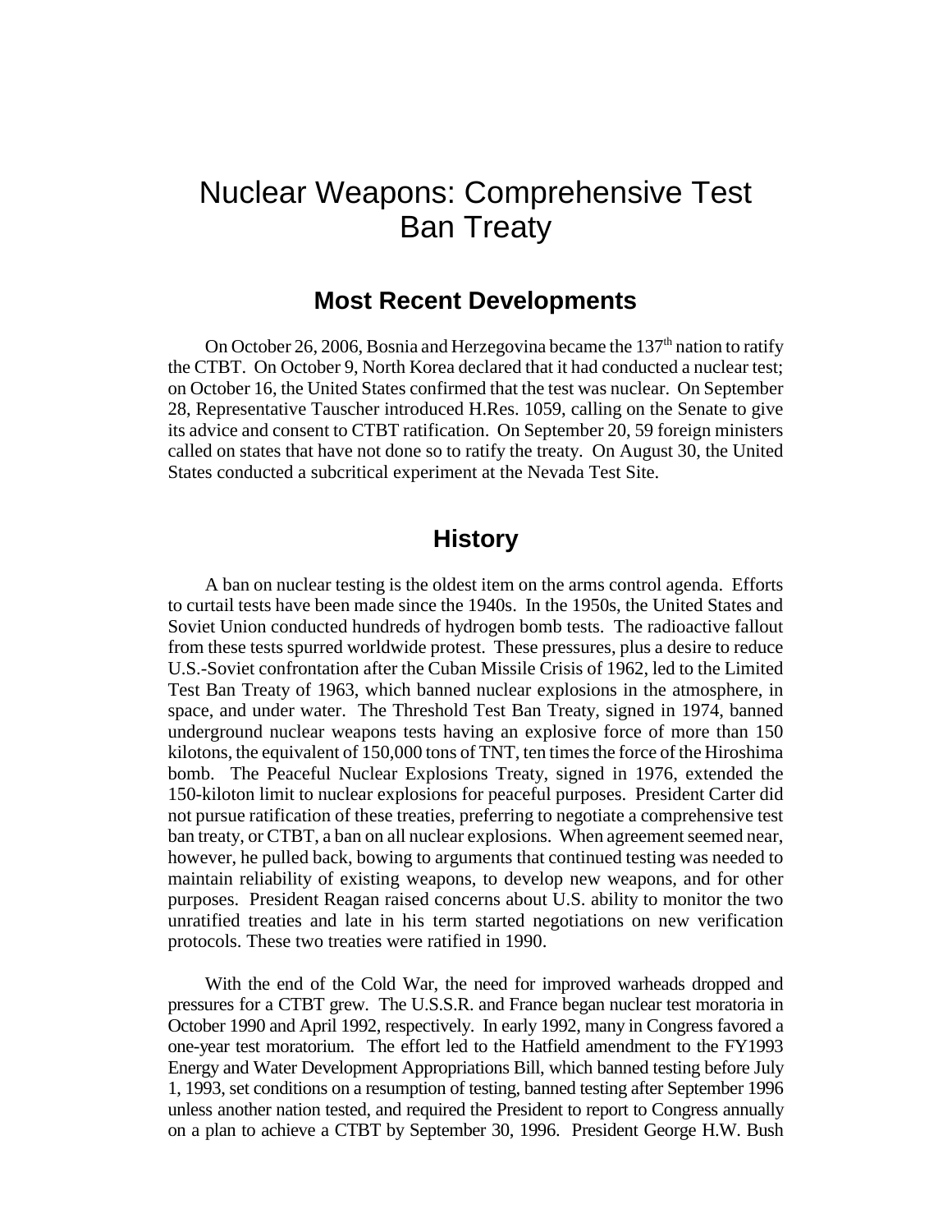# Nuclear Weapons: Comprehensive Test Ban Treaty

## Most Recent Developments

On October 26, 2006, Bosnia and Herzegovina became the 137th nation to ratify the CTBT. On October 9, North Korea declared that it had conducted a nuclear test; on October 16, the United States confirmed that the test was nuclear. On September 28, Representative Tauscher introduced H.Res. 1059, calling on the Senate to give its advice and consent to CTBT ratification. On September 20, 59 foreign ministers called on states that have not done so to ratify the treaty. On August 30, the United States conducted a subcritical experiment at the Nevada Test Site.

## History

A ban on nuclear testing is the oldest item on the arms control agenda. Efforts to curtail tests have been made since the 1940s. In the 1950s, the United States and Soviet Union conducted hundreds of hydrogen bomb tests. The radioactive fallout from these tests spurred worldwide protest. These pressures, plus a desire to reduce U.S.-Soviet confrontation after the Cuban Missile Crisis of 1962, led to the Limited Test Ban Treaty of 1963, which banned nuclear explosions in the atmosphere, in space, and under water. The Threshold Test Ban Treaty, signed in 1974, banned underground nuclear weapons tests having an explosive force of more than 150 kilotons, the equivalent of 150,000 tons of TNT, ten times the force of the Hiroshima bomb. The Peaceful Nuclear Explosions Treaty, signed in 1976, extended the 150-kiloton limit to nuclear explosions for peaceful purposes. President Carter did not pursue ratification of these treaties, preferring to negotiate a comprehensive test ban treaty, or CTBT, a ban on all nuclear explosions. When agreement seemed near, however, he pulled back, bowing to arguments that continued testing was needed to maintain reliability of existing weapons, to develop new weapons, and for other purposes. President Reagan raised concerns about U.S. ability to monitor the two unratified treaties and late in his term started negotiations on new verification protocols. These two treaties were ratified in 1990.

With the end of the Cold War, the need for improved warheads dropped and pressures for a CTBT grew. The U.S.S.R. and France began nuclear test moratoria in October 1990 and April 1992, respectively. In early 1992, many in Congress favored a one-year test moratorium. The effort led to the Hatfield amendment to the FY1993 Energy and Water Development Appropriations Bill, which banned testing before July 1, 1993, set conditions on a resumption of testing, banned testing after September 1996 unless another nation tested, and required the President to report to Congress annually on a plan to achieve a CTBT by September 30, 1996. President George H.W. Bush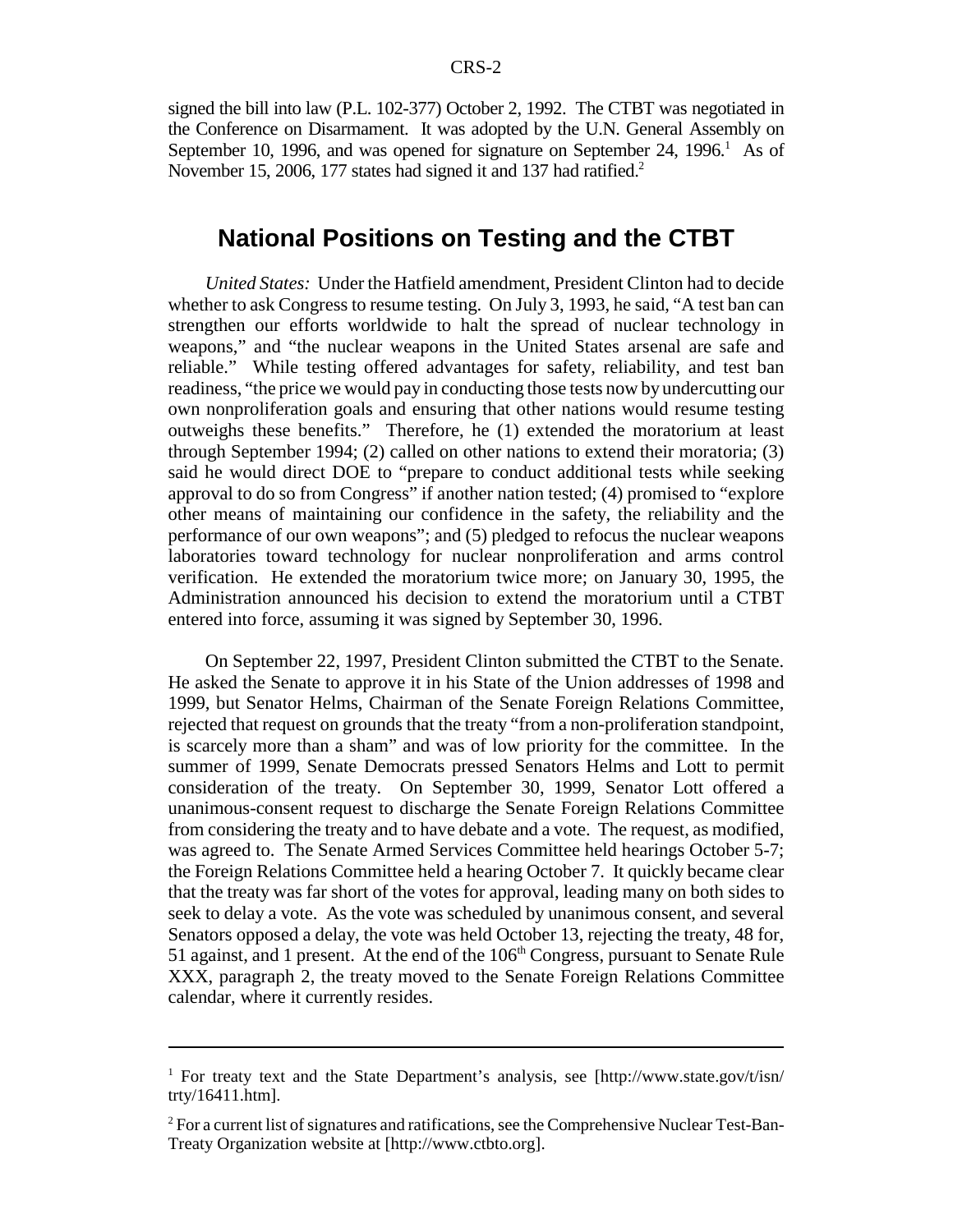signed the bill into law (P.L. 102-377) October 2, 1992. The CTBT was negotiated in the Conference on Disarmament. It was adopted by the U.N. General Assembly on September 10, 1996, and was opened for signature on September 24, 1996.[1] As of November 15, 2006, 177 states had signed it and 137 had ratified.[2]

## National Positions on Testing and the CTBT

*United States:* Under the Hatfield amendment, President Clinton had to decide whether to ask Congress to resume testing. On July 3, 1993, he said, "A test ban can strengthen our efforts worldwide to halt the spread of nuclear technology in weapons," and "the nuclear weapons in the United States arsenal are safe and reliable." While testing offered advantages for safety, reliability, and test ban readiness, "the price we would pay in conducting those tests now by undercutting our own nonproliferation goals and ensuring that other nations would resume testing outweighs these benefits." Therefore, he (1) extended the moratorium at least through September 1994; (2) called on other nations to extend their moratoria; (3) said he would direct DOE to "prepare to conduct additional tests while seeking approval to do so from Congress" if another nation tested; (4) promised to "explore other means of maintaining our confidence in the safety, the reliability and the performance of our own weapons"; and (5) pledged to refocus the nuclear weapons laboratories toward technology for nuclear nonproliferation and arms control verification. He extended the moratorium twice more; on January 30, 1995, the Administration announced his decision to extend the moratorium until a CTBT entered into force, assuming it was signed by September 30, 1996.

On September 22, 1997, President Clinton submitted the CTBT to the Senate. He asked the Senate to approve it in his State of the Union addresses of 1998 and 1999, but Senator Helms, Chairman of the Senate Foreign Relations Committee, rejected that request on grounds that the treaty "from a non-proliferation standpoint, is scarcely more than a sham" and was of low priority for the committee. In the summer of 1999, Senate Democrats pressed Senators Helms and Lott to permit consideration of the treaty. On September 30, 1999, Senator Lott offered a unanimous-consent request to discharge the Senate Foreign Relations Committee from considering the treaty and to have debate and a vote. The request, as modified, was agreed to. The Senate Armed Services Committee held hearings October 5-7; the Foreign Relations Committee held a hearing October 7. It quickly became clear that the treaty was far short of the votes for approval, leading many on both sides to seek to delay a vote. As the vote was scheduled by unanimous consent, and several Senators opposed a delay, the vote was held October 13, rejecting the treaty, 48 for, 51 against, and 1 present. At the end of the 106th Congress, pursuant to Senate Rule XXX, paragraph 2, the treaty moved to the Senate Foreign Relations Committee calendar, where it currently resides.

---

[1] For treaty text and the State Department's analysis, see [http://www.state.gov/t/isn/trty/16411.htm].

[2] For a current list of signatures and ratifications, see the Comprehensive Nuclear Test-Ban-Treaty Organization website at [http://www.ctbto.org].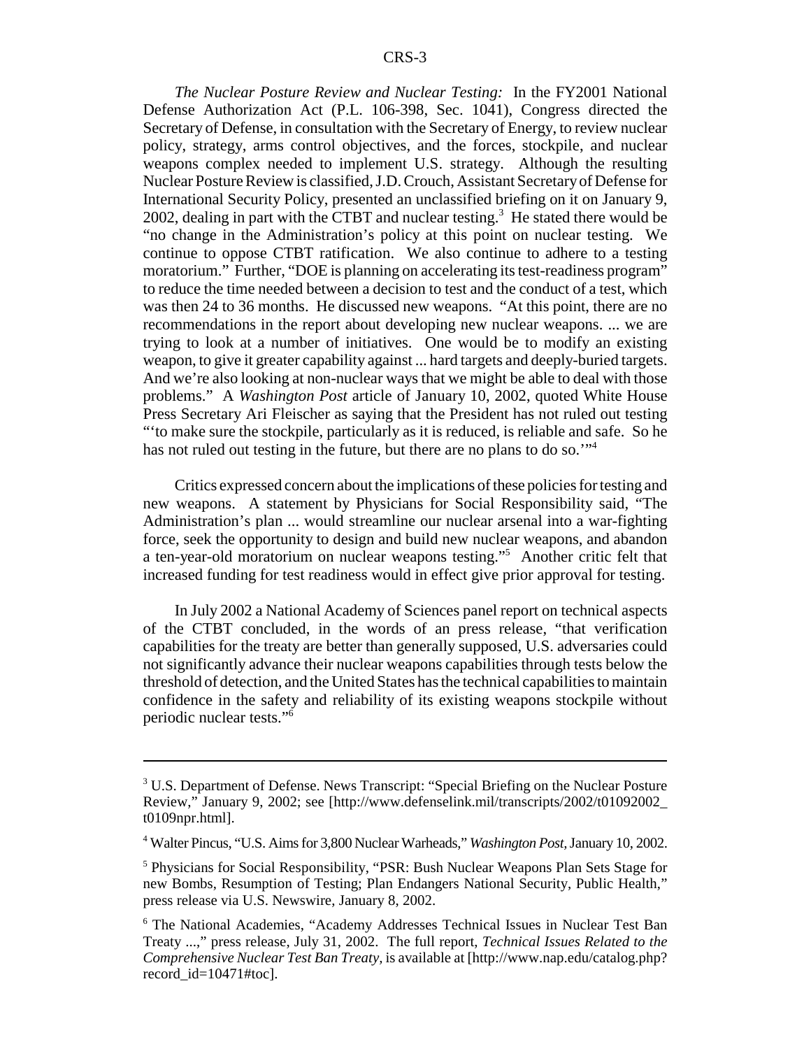*The Nuclear Posture Review and Nuclear Testing:* In the FY2001 National Defense Authorization Act (P.L. 106-398, Sec. 1041), Congress directed the Secretary of Defense, in consultation with the Secretary of Energy, to review nuclear policy, strategy, arms control objectives, and the forces, stockpile, and nuclear weapons complex needed to implement U.S. strategy. Although the resulting Nuclear Posture Review is classified, J.D. Crouch, Assistant Secretary of Defense for International Security Policy, presented an unclassified briefing on it on January 9, 2002, dealing in part with the CTBT and nuclear testing.[3] He stated there would be "no change in the Administration's policy at this point on nuclear testing. We continue to oppose CTBT ratification. We also continue to adhere to a testing moratorium." Further, "DOE is planning on accelerating its test-readiness program" to reduce the time needed between a decision to test and the conduct of a test, which was then 24 to 36 months. He discussed new weapons. "At this point, there are no recommendations in the report about developing new nuclear weapons. ... we are trying to look at a number of initiatives. One would be to modify an existing weapon, to give it greater capability against ... hard targets and deeply-buried targets. And we're also looking at non-nuclear ways that we might be able to deal with those problems." A *Washington Post* article of January 10, 2002, quoted White House Press Secretary Ari Fleischer as saying that the President has not ruled out testing "'to make sure the stockpile, particularly as it is reduced, is reliable and safe. So he has not ruled out testing in the future, but there are no plans to do so.'"[4]

Critics expressed concern about the implications of these policies for testing and new weapons. A statement by Physicians for Social Responsibility said, "The Administration's plan ... would streamline our nuclear arsenal into a war-fighting force, seek the opportunity to design and build new nuclear weapons, and abandon a ten-year-old moratorium on nuclear weapons testing."[5] Another critic felt that increased funding for test readiness would in effect give prior approval for testing.

In July 2002 a National Academy of Sciences panel report on technical aspects of the CTBT concluded, in the words of an press release, "that verification capabilities for the treaty are better than generally supposed, U.S. adversaries could not significantly advance their nuclear weapons capabilities through tests below the threshold of detection, and the United States has the technical capabilities to maintain confidence in the safety and reliability of its existing weapons stockpile without periodic nuclear tests."[6]

---

[3] U.S. Department of Defense. News Transcript: "Special Briefing on the Nuclear Posture Review," January 9, 2002; see [http://www.defenselink.mil/transcripts/2002/t01092002_t0109npr.html].

[4] Walter Pincus, "U.S. Aims for 3,800 Nuclear Warheads," *Washington Post*, January 10, 2002.

[5] Physicians for Social Responsibility, "PSR: Bush Nuclear Weapons Plan Sets Stage for new Bombs, Resumption of Testing; Plan Endangers National Security, Public Health," press release via U.S. Newswire, January 8, 2002.

[6] The National Academies, "Academy Addresses Technical Issues in Nuclear Test Ban Treaty ...," press release, July 31, 2002. The full report, *Technical Issues Related to the Comprehensive Nuclear Test Ban Treaty*, is available at [http://www.nap.edu/catalog.php?record_id=10471#toc].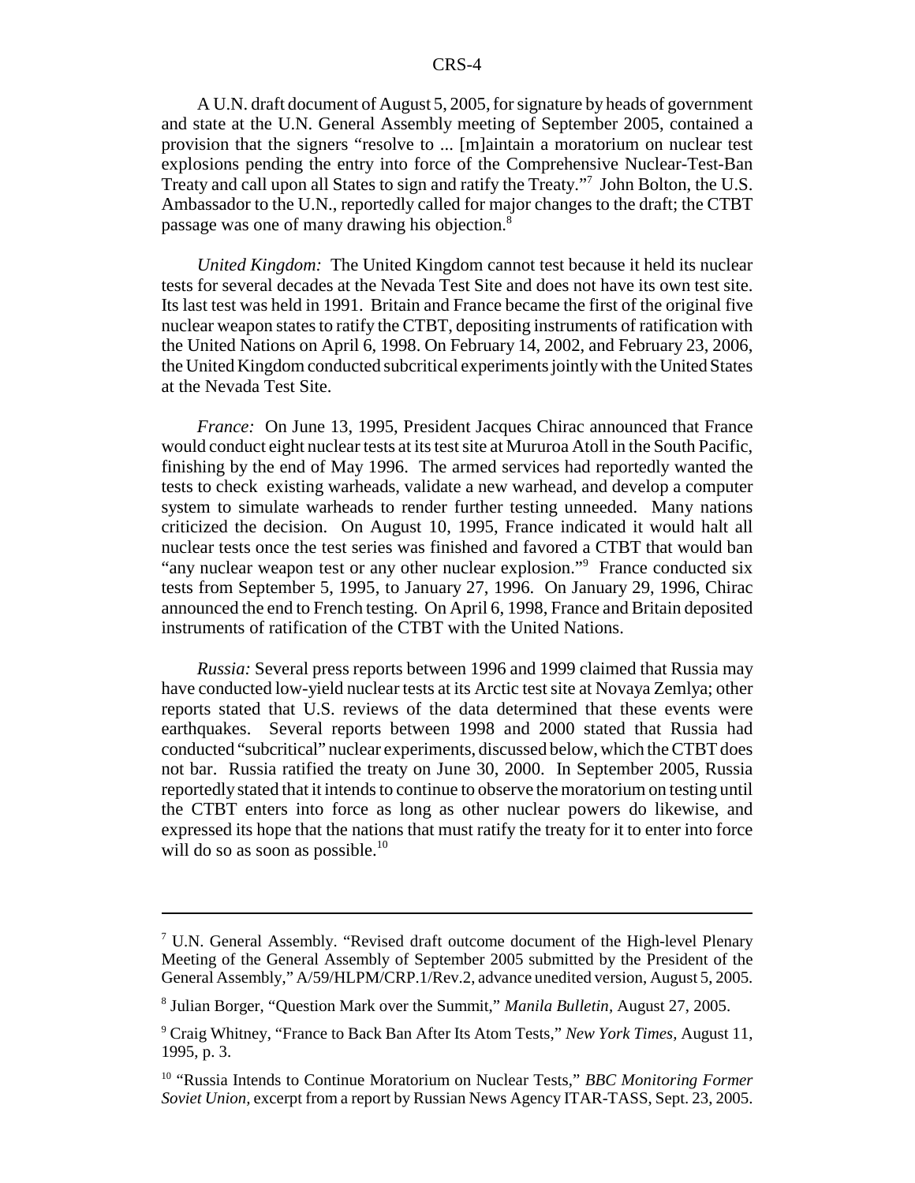A U.N. draft document of August 5, 2005, for signature by heads of government and state at the U.N. General Assembly meeting of September 2005, contained a provision that the signers "resolve to ... [m]aintain a moratorium on nuclear test explosions pending the entry into force of the Comprehensive Nuclear-Test-Ban Treaty and call upon all States to sign and ratify the Treaty."[7] John Bolton, the U.S. Ambassador to the U.N., reportedly called for major changes to the draft; the CTBT passage was one of many drawing his objection.[8]

*United Kingdom:* The United Kingdom cannot test because it held its nuclear tests for several decades at the Nevada Test Site and does not have its own test site. Its last test was held in 1991. Britain and France became the first of the original five nuclear weapon states to ratify the CTBT, depositing instruments of ratification with the United Nations on April 6, 1998. On February 14, 2002, and February 23, 2006, the United Kingdom conducted subcritical experiments jointly with the United States at the Nevada Test Site.

*France:* On June 13, 1995, President Jacques Chirac announced that France would conduct eight nuclear tests at its test site at Mururoa Atoll in the South Pacific, finishing by the end of May 1996. The armed services had reportedly wanted the tests to check existing warheads, validate a new warhead, and develop a computer system to simulate warheads to render further testing unneeded. Many nations criticized the decision. On August 10, 1995, France indicated it would halt all nuclear tests once the test series was finished and favored a CTBT that would ban "any nuclear weapon test or any other nuclear explosion."[9] France conducted six tests from September 5, 1995, to January 27, 1996. On January 29, 1996, Chirac announced the end to French testing. On April 6, 1998, France and Britain deposited instruments of ratification of the CTBT with the United Nations.

*Russia:* Several press reports between 1996 and 1999 claimed that Russia may have conducted low-yield nuclear tests at its Arctic test site at Novaya Zemlya; other reports stated that U.S. reviews of the data determined that these events were earthquakes. Several reports between 1998 and 2000 stated that Russia had conducted "subcritical" nuclear experiments, discussed below, which the CTBT does not bar. Russia ratified the treaty on June 30, 2000. In September 2005, Russia reportedly stated that it intends to continue to observe the moratorium on testing until the CTBT enters into force as long as other nuclear powers do likewise, and expressed its hope that the nations that must ratify the treaty for it to enter into force will do so as soon as possible.[10]

---

[7] U.N. General Assembly. "Revised draft outcome document of the High-level Plenary Meeting of the General Assembly of September 2005 submitted by the President of the General Assembly," A/59/HLPM/CRP.1/Rev.2, advance unedited version, August 5, 2005.

[8] Julian Borger, "Question Mark over the Summit," *Manila Bulletin*, August 27, 2005.

[9] Craig Whitney, "France to Back Ban After Its Atom Tests," *New York Times*, August 11, 1995, p. 3.

[10] "Russia Intends to Continue Moratorium on Nuclear Tests," *BBC Monitoring Former Soviet Union*, excerpt from a report by Russian News Agency ITAR-TASS, Sept. 23, 2005.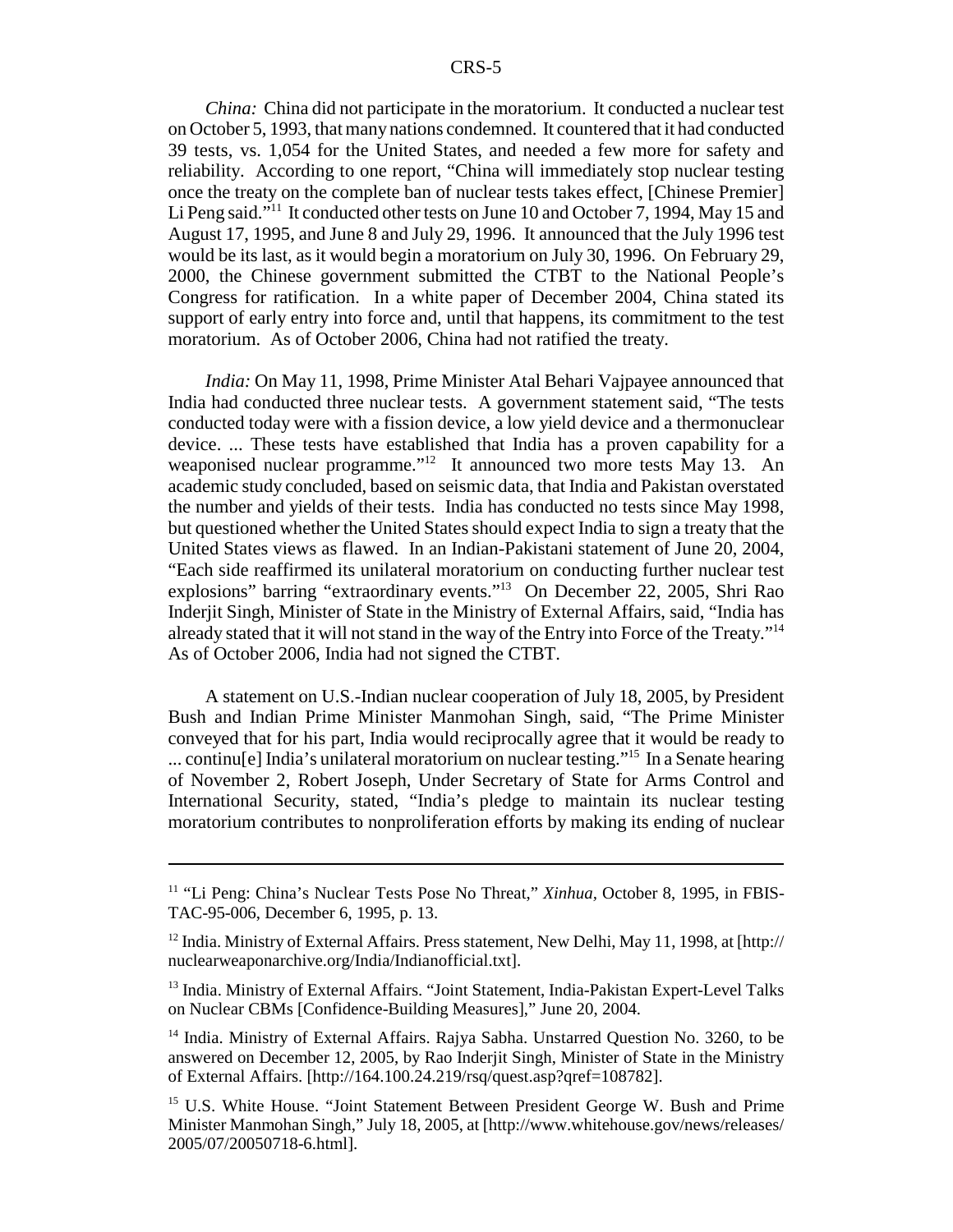*China:* China did not participate in the moratorium. It conducted a nuclear test on October 5, 1993, that many nations condemned. It countered that it had conducted 39 tests, vs. 1,054 for the United States, and needed a few more for safety and reliability. According to one report, "China will immediately stop nuclear testing once the treaty on the complete ban of nuclear tests takes effect, [Chinese Premier] Li Peng said."[11] It conducted other tests on June 10 and October 7, 1994, May 15 and August 17, 1995, and June 8 and July 29, 1996. It announced that the July 1996 test would be its last, as it would begin a moratorium on July 30, 1996. On February 29, 2000, the Chinese government submitted the CTBT to the National People's Congress for ratification. In a white paper of December 2004, China stated its support of early entry into force and, until that happens, its commitment to the test moratorium. As of October 2006, China had not ratified the treaty.

*India:* On May 11, 1998, Prime Minister Atal Behari Vajpayee announced that India had conducted three nuclear tests. A government statement said, "The tests conducted today were with a fission device, a low yield device and a thermonuclear device. ... These tests have established that India has a proven capability for a weaponised nuclear programme."[12] It announced two more tests May 13. An academic study concluded, based on seismic data, that India and Pakistan overstated the number and yields of their tests. India has conducted no tests since May 1998, but questioned whether the United States should expect India to sign a treaty that the United States views as flawed. In an Indian-Pakistani statement of June 20, 2004, "Each side reaffirmed its unilateral moratorium on conducting further nuclear test explosions" barring "extraordinary events."[13] On December 22, 2005, Shri Rao Inderjit Singh, Minister of State in the Ministry of External Affairs, said, "India has already stated that it will not stand in the way of the Entry into Force of the Treaty."[14] As of October 2006, India had not signed the CTBT.

A statement on U.S.-Indian nuclear cooperation of July 18, 2005, by President Bush and Indian Prime Minister Manmohan Singh, said, "The Prime Minister conveyed that for his part, India would reciprocally agree that it would be ready to ... continu[e] India's unilateral moratorium on nuclear testing."[15] In a Senate hearing of November 2, Robert Joseph, Under Secretary of State for Arms Control and International Security, stated, "India's pledge to maintain its nuclear testing moratorium contributes to nonproliferation efforts by making its ending of nuclear

---

[11] "Li Peng: China's Nuclear Tests Pose No Threat," *Xinhua*, October 8, 1995, in FBIS-TAC-95-006, December 6, 1995, p. 13.

[12] India. Ministry of External Affairs. Press statement, New Delhi, May 11, 1998, at [http://nuclearweaponarchive.org/India/Indianofficial.txt].

[13] India. Ministry of External Affairs. "Joint Statement, India-Pakistan Expert-Level Talks on Nuclear CBMs [Confidence-Building Measures]," June 20, 2004.

[14] India. Ministry of External Affairs. Rajya Sabha. Unstarred Question No. 3260, to be answered on December 12, 2005, by Rao Inderjit Singh, Minister of State in the Ministry of External Affairs. [http://164.100.24.219/rsq/quest.asp?qref=108782].

[15] U.S. White House. "Joint Statement Between President George W. Bush and Prime Minister Manmohan Singh," July 18, 2005, at [http://www.whitehouse.gov/news/releases/2005/07/20050718-6.html].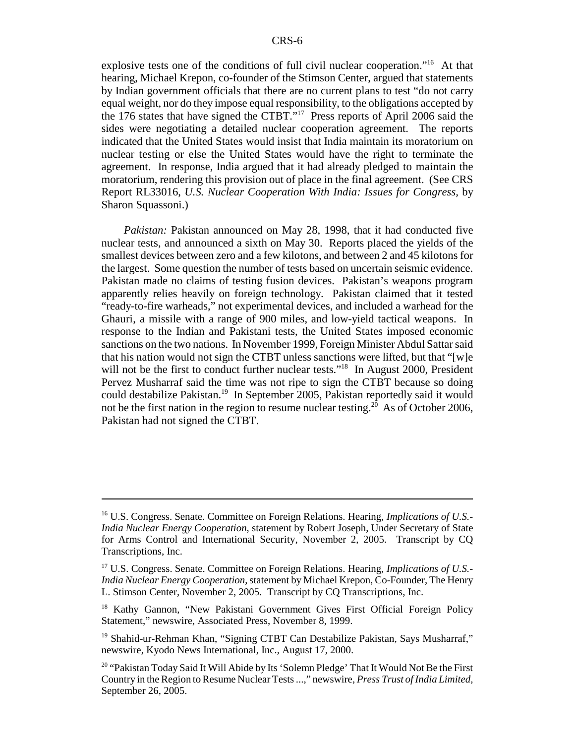explosive tests one of the conditions of full civil nuclear cooperation."[16] At that hearing, Michael Krepon, co-founder of the Stimson Center, argued that statements by Indian government officials that there are no current plans to test "do not carry equal weight, nor do they impose equal responsibility, to the obligations accepted by the 176 states that have signed the CTBT."[17] Press reports of April 2006 said the sides were negotiating a detailed nuclear cooperation agreement. The reports indicated that the United States would insist that India maintain its moratorium on nuclear testing or else the United States would have the right to terminate the agreement. In response, India argued that it had already pledged to maintain the moratorium, rendering this provision out of place in the final agreement. (See CRS Report RL33016, *U.S. Nuclear Cooperation With India: Issues for Congress*, by Sharon Squassoni.)

*Pakistan:* Pakistan announced on May 28, 1998, that it had conducted five nuclear tests, and announced a sixth on May 30. Reports placed the yields of the smallest devices between zero and a few kilotons, and between 2 and 45 kilotons for the largest. Some question the number of tests based on uncertain seismic evidence. Pakistan made no claims of testing fusion devices. Pakistan's weapons program apparently relies heavily on foreign technology. Pakistan claimed that it tested "ready-to-fire warheads," not experimental devices, and included a warhead for the Ghauri, a missile with a range of 900 miles, and low-yield tactical weapons. In response to the Indian and Pakistani tests, the United States imposed economic sanctions on the two nations. In November 1999, Foreign Minister Abdul Sattar said that his nation would not sign the CTBT unless sanctions were lifted, but that "[w]e will not be the first to conduct further nuclear tests."[18] In August 2000, President Pervez Musharraf said the time was not ripe to sign the CTBT because so doing could destabilize Pakistan.[19] In September 2005, Pakistan reportedly said it would not be the first nation in the region to resume nuclear testing.[20] As of October 2006, Pakistan had not signed the CTBT.

---

[16] U.S. Congress. Senate. Committee on Foreign Relations. Hearing, *Implications of U.S.-India Nuclear Energy Cooperation*, statement by Robert Joseph, Under Secretary of State for Arms Control and International Security, November 2, 2005. Transcript by CQ Transcriptions, Inc.

[17] U.S. Congress. Senate. Committee on Foreign Relations. Hearing, *Implications of U.S.-India Nuclear Energy Cooperation*, statement by Michael Krepon, Co-Founder, The Henry L. Stimson Center, November 2, 2005. Transcript by CQ Transcriptions, Inc.

[18] Kathy Gannon, "New Pakistani Government Gives First Official Foreign Policy Statement," newswire, Associated Press, November 8, 1999.

[19] Shahid-ur-Rehman Khan, "Signing CTBT Can Destabilize Pakistan, Says Musharraf," newswire, Kyodo News International, Inc., August 17, 2000.

[20] "Pakistan Today Said It Will Abide by Its 'Solemn Pledge' That It Would Not Be the First Country in the Region to Resume Nuclear Tests ...," newswire, *Press Trust of India Limited*, September 26, 2005.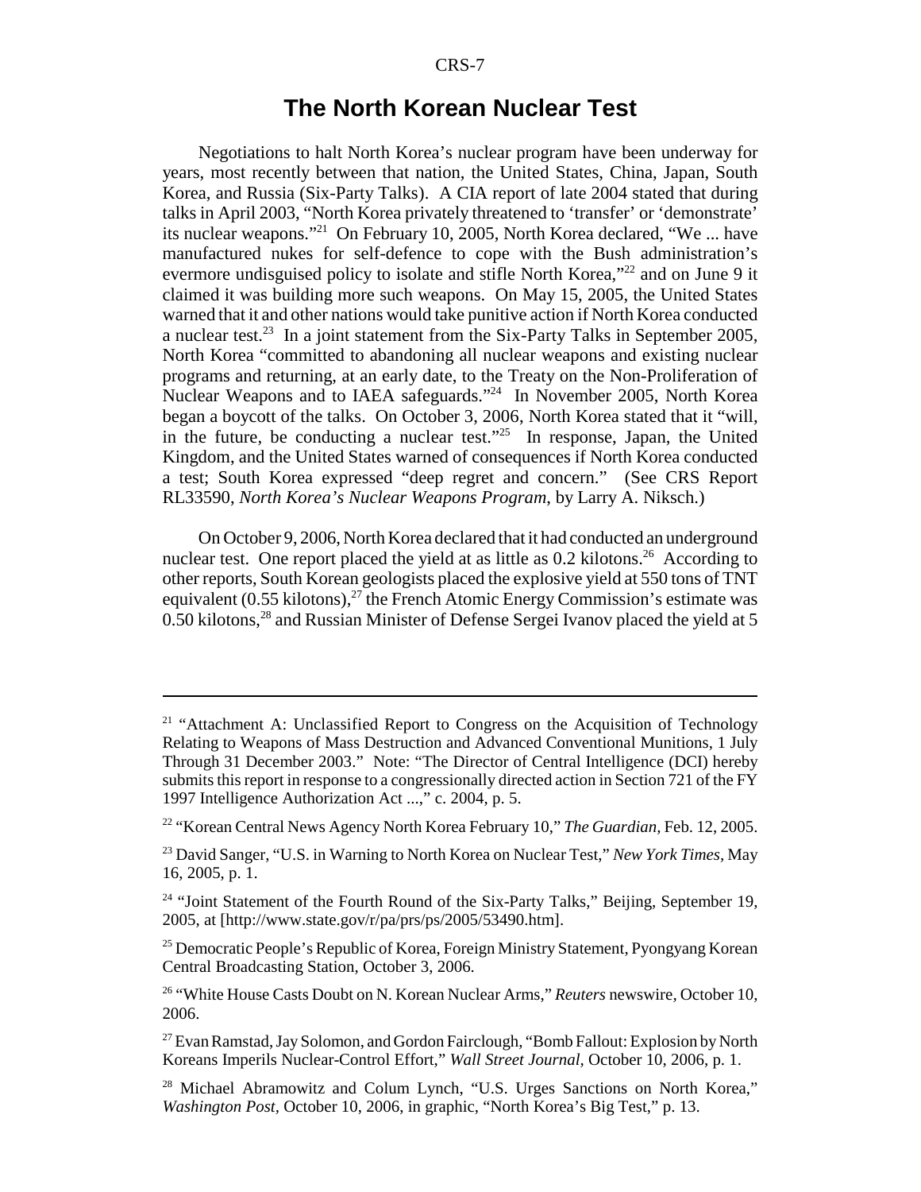## The North Korean Nuclear Test

Negotiations to halt North Korea's nuclear program have been underway for years, most recently between that nation, the United States, China, Japan, South Korea, and Russia (Six-Party Talks). A CIA report of late 2004 stated that during talks in April 2003, "North Korea privately threatened to 'transfer' or 'demonstrate' its nuclear weapons."[21] On February 10, 2005, North Korea declared, "We ... have manufactured nukes for self-defence to cope with the Bush administration's evermore undisguised policy to isolate and stifle North Korea,"[22] and on June 9 it claimed it was building more such weapons. On May 15, 2005, the United States warned that it and other nations would take punitive action if North Korea conducted a nuclear test.[23] In a joint statement from the Six-Party Talks in September 2005, North Korea "committed to abandoning all nuclear weapons and existing nuclear programs and returning, at an early date, to the Treaty on the Non-Proliferation of Nuclear Weapons and to IAEA safeguards."[24] In November 2005, North Korea began a boycott of the talks. On October 3, 2006, North Korea stated that it "will, in the future, be conducting a nuclear test."[25] In response, Japan, the United Kingdom, and the United States warned of consequences if North Korea conducted a test; South Korea expressed "deep regret and concern." (See CRS Report RL33590, *North Korea's Nuclear Weapons Program*, by Larry A. Niksch.)

On October 9, 2006, North Korea declared that it had conducted an underground nuclear test. One report placed the yield at as little as 0.2 kilotons.[26] According to other reports, South Korean geologists placed the explosive yield at 550 tons of TNT equivalent (0.55 kilotons),[27] the French Atomic Energy Commission's estimate was 0.50 kilotons,[28] and Russian Minister of Defense Sergei Ivanov placed the yield at 5

---

[21] "Attachment A: Unclassified Report to Congress on the Acquisition of Technology Relating to Weapons of Mass Destruction and Advanced Conventional Munitions, 1 July Through 31 December 2003." Note: "The Director of Central Intelligence (DCI) hereby submits this report in response to a congressionally directed action in Section 721 of the FY 1997 Intelligence Authorization Act ...," c. 2004, p. 5.

[22] "Korean Central News Agency North Korea February 10," *The Guardian*, Feb. 12, 2005.

[23] David Sanger, "U.S. in Warning to North Korea on Nuclear Test," *New York Times*, May 16, 2005, p. 1.

[24] "Joint Statement of the Fourth Round of the Six-Party Talks," Beijing, September 19, 2005, at [http://www.state.gov/r/pa/prs/ps/2005/53490.htm].

[25] Democratic People's Republic of Korea, Foreign Ministry Statement, Pyongyang Korean Central Broadcasting Station, October 3, 2006.

[26] "White House Casts Doubt on N. Korean Nuclear Arms," *Reuters* newswire, October 10, 2006.

[27] Evan Ramstad, Jay Solomon, and Gordon Fairclough, "Bomb Fallout: Explosion by North Koreans Imperils Nuclear-Control Effort," *Wall Street Journal*, October 10, 2006, p. 1.

[28] Michael Abramowitz and Colum Lynch, "U.S. Urges Sanctions on North Korea," *Washington Post*, October 10, 2006, in graphic, "North Korea's Big Test," p. 13.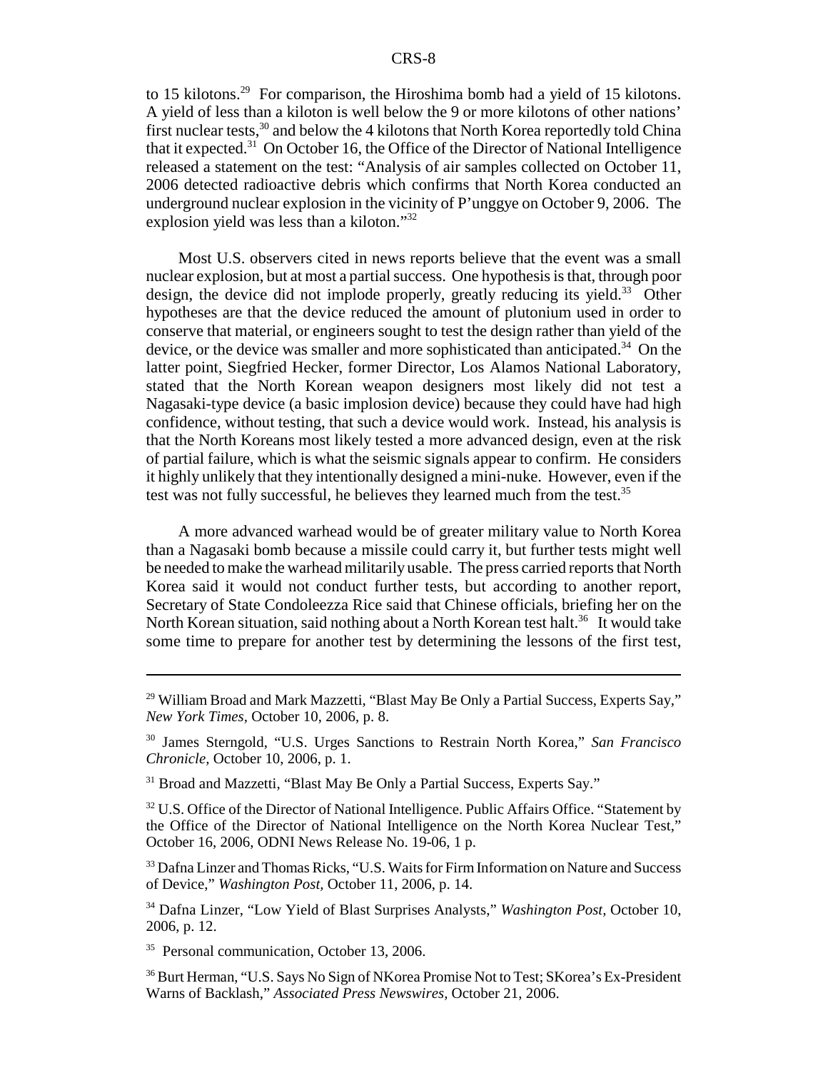to 15 kilotons.[29] For comparison, the Hiroshima bomb had a yield of 15 kilotons. A yield of less than a kiloton is well below the 9 or more kilotons of other nations' first nuclear tests,[30] and below the 4 kilotons that North Korea reportedly told China that it expected.[31] On October 16, the Office of the Director of National Intelligence released a statement on the test: "Analysis of air samples collected on October 11, 2006 detected radioactive debris which confirms that North Korea conducted an underground nuclear explosion in the vicinity of P'unggye on October 9, 2006. The explosion yield was less than a kiloton."[32]

Most U.S. observers cited in news reports believe that the event was a small nuclear explosion, but at most a partial success. One hypothesis is that, through poor design, the device did not implode properly, greatly reducing its yield.[33] Other hypotheses are that the device reduced the amount of plutonium used in order to conserve that material, or engineers sought to test the design rather than yield of the device, or the device was smaller and more sophisticated than anticipated.[34] On the latter point, Siegfried Hecker, former Director, Los Alamos National Laboratory, stated that the North Korean weapon designers most likely did not test a Nagasaki-type device (a basic implosion device) because they could have had high confidence, without testing, that such a device would work. Instead, his analysis is that the North Koreans most likely tested a more advanced design, even at the risk of partial failure, which is what the seismic signals appear to confirm. He considers it highly unlikely that they intentionally designed a mini-nuke. However, even if the test was not fully successful, he believes they learned much from the test.[35]

A more advanced warhead would be of greater military value to North Korea than a Nagasaki bomb because a missile could carry it, but further tests might well be needed to make the warhead militarily usable. The press carried reports that North Korea said it would not conduct further tests, but according to another report, Secretary of State Condoleezza Rice said that Chinese officials, briefing her on the North Korean situation, said nothing about a North Korean test halt.[36] It would take some time to prepare for another test by determining the lessons of the first test,

---

[29] William Broad and Mark Mazzetti, "Blast May Be Only a Partial Success, Experts Say," *New York Times,* October 10, 2006, p. 8.

[30] James Sterngold, "U.S. Urges Sanctions to Restrain North Korea," *San Francisco Chronicle,* October 10, 2006, p. 1.

[31] Broad and Mazzetti, "Blast May Be Only a Partial Success, Experts Say."

[32] U.S. Office of the Director of National Intelligence. Public Affairs Office. "Statement by the Office of the Director of National Intelligence on the North Korea Nuclear Test," October 16, 2006, ODNI News Release No. 19-06, 1 p.

[33] Dafna Linzer and Thomas Ricks, "U.S. Waits for Firm Information on Nature and Success of Device," *Washington Post,* October 11, 2006, p. 14.

[34] Dafna Linzer, "Low Yield of Blast Surprises Analysts," *Washington Post,* October 10, 2006, p. 12.

[35] Personal communication, October 13, 2006.

[36] Burt Herman, "U.S. Says No Sign of NKorea Promise Not to Test; SKorea's Ex-President Warns of Backlash," *Associated Press Newswires,* October 21, 2006.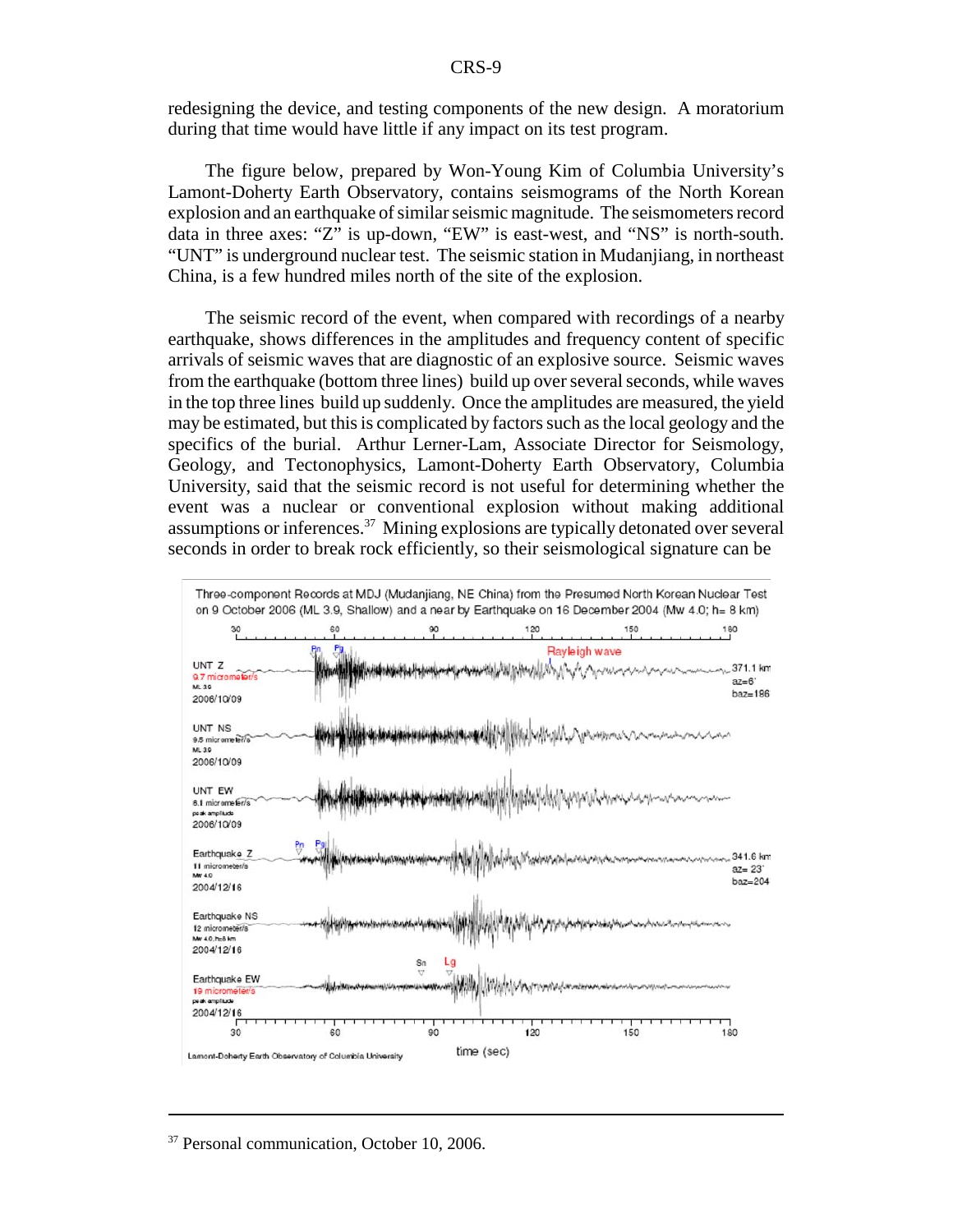redesigning the device, and testing components of the new design. A moratorium during that time would have little if any impact on its test program.

The figure below, prepared by Won-Young Kim of Columbia University's Lamont-Doherty Earth Observatory, contains seismograms of the North Korean explosion and an earthquake of similar seismic magnitude. The seismometers record data in three axes: "Z" is up-down, "EW" is east-west, and "NS" is north-south. "UNT" is underground nuclear test. The seismic station in Mudanjiang, in northeast China, is a few hundred miles north of the site of the explosion.

The seismic record of the event, when compared with recordings of a nearby earthquake, shows differences in the amplitudes and frequency content of specific arrivals of seismic waves that are diagnostic of an explosive source. Seismic waves from the earthquake (bottom three lines) build up over several seconds, while waves in the top three lines build up suddenly. Once the amplitudes are measured, the yield may be estimated, but this is complicated by factors such as the local geology and the specifics of the burial. Arthur Lerner-Lam, Associate Director for Seismology, Geology, and Tectonophysics, Lamont-Doherty Earth Observatory, Columbia University, said that the seismic record is not useful for determining whether the event was a nuclear or conventional explosion without making additional assumptions or inferences.[37] Mining explosions are typically detonated over several seconds in order to break rock efficiently, so their seismological signature can be

Three-component Records at MDJ (Mudanjiang, NE China) from the Presumed North Korean Nuclear Test on 9 October 2006 (ML 3.9, Shallow) and a near by Earthquake on 16 December 2004 (Mw 4.0; h= 8 km)

Lamont-Doherty Earth Observatory of Columbia University

---

[37] Personal communication, October 10, 2006.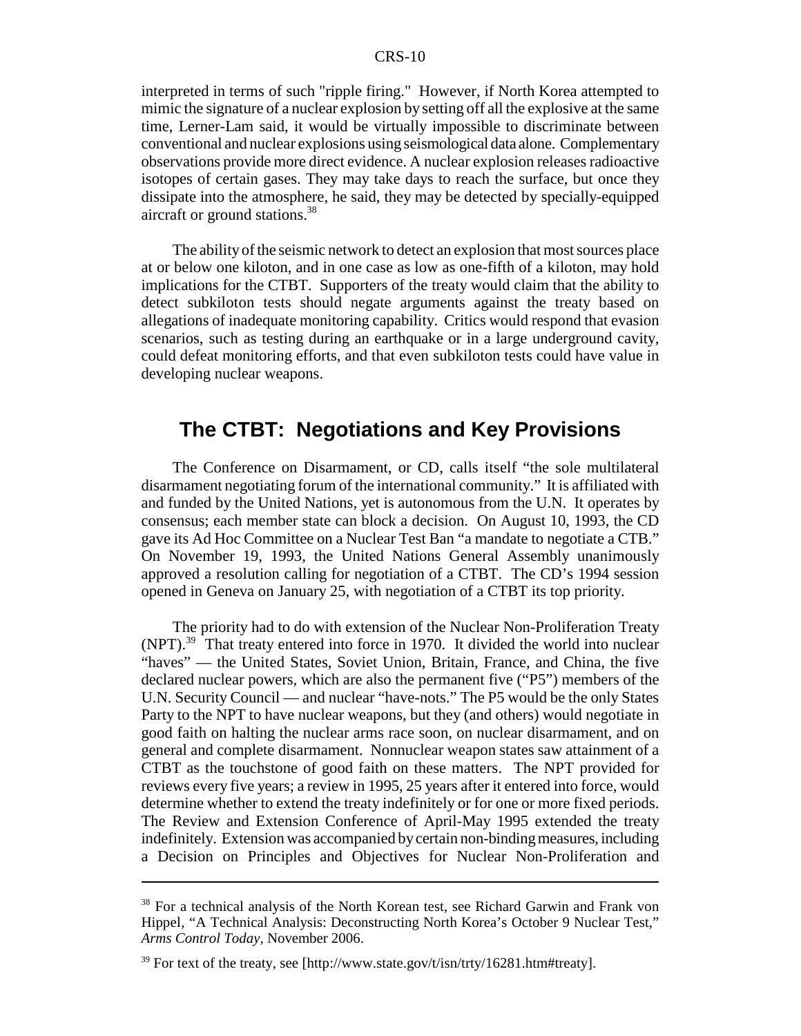interpreted in terms of such "ripple firing." However, if North Korea attempted to mimic the signature of a nuclear explosion by setting off all the explosive at the same time, Lerner-Lam said, it would be virtually impossible to discriminate between conventional and nuclear explosions using seismological data alone. Complementary observations provide more direct evidence. A nuclear explosion releases radioactive isotopes of certain gases. They may take days to reach the surface, but once they dissipate into the atmosphere, he said, they may be detected by specially-equipped aircraft or ground stations.[38]

The ability of the seismic network to detect an explosion that most sources place at or below one kiloton, and in one case as low as one-fifth of a kiloton, may hold implications for the CTBT. Supporters of the treaty would claim that the ability to detect subkiloton tests should negate arguments against the treaty based on allegations of inadequate monitoring capability. Critics would respond that evasion scenarios, such as testing during an earthquake or in a large underground cavity, could defeat monitoring efforts, and that even subkiloton tests could have value in developing nuclear weapons.

## The CTBT: Negotiations and Key Provisions

The Conference on Disarmament, or CD, calls itself "the sole multilateral disarmament negotiating forum of the international community." It is affiliated with and funded by the United Nations, yet is autonomous from the U.N. It operates by consensus; each member state can block a decision. On August 10, 1993, the CD gave its Ad Hoc Committee on a Nuclear Test Ban "a mandate to negotiate a CTB." On November 19, 1993, the United Nations General Assembly unanimously approved a resolution calling for negotiation of a CTBT. The CD's 1994 session opened in Geneva on January 25, with negotiation of a CTBT its top priority.

The priority had to do with extension of the Nuclear Non-Proliferation Treaty (NPT).[39] That treaty entered into force in 1970. It divided the world into nuclear "haves" — the United States, Soviet Union, Britain, France, and China, the five declared nuclear powers, which are also the permanent five ("P5") members of the U.N. Security Council — and nuclear "have-nots." The P5 would be the only States Party to the NPT to have nuclear weapons, but they (and others) would negotiate in good faith on halting the nuclear arms race soon, on nuclear disarmament, and on general and complete disarmament. Nonnuclear weapon states saw attainment of a CTBT as the touchstone of good faith on these matters. The NPT provided for reviews every five years; a review in 1995, 25 years after it entered into force, would determine whether to extend the treaty indefinitely or for one or more fixed periods. The Review and Extension Conference of April-May 1995 extended the treaty indefinitely. Extension was accompanied by certain non-binding measures, including a Decision on Principles and Objectives for Nuclear Non-Proliferation and

---

[38] For a technical analysis of the North Korean test, see Richard Garwin and Frank von Hippel, "A Technical Analysis: Deconstructing North Korea's October 9 Nuclear Test," *Arms Control Today*, November 2006.

[39] For text of the treaty, see [http://www.state.gov/t/isn/trty/16281.htm#treaty].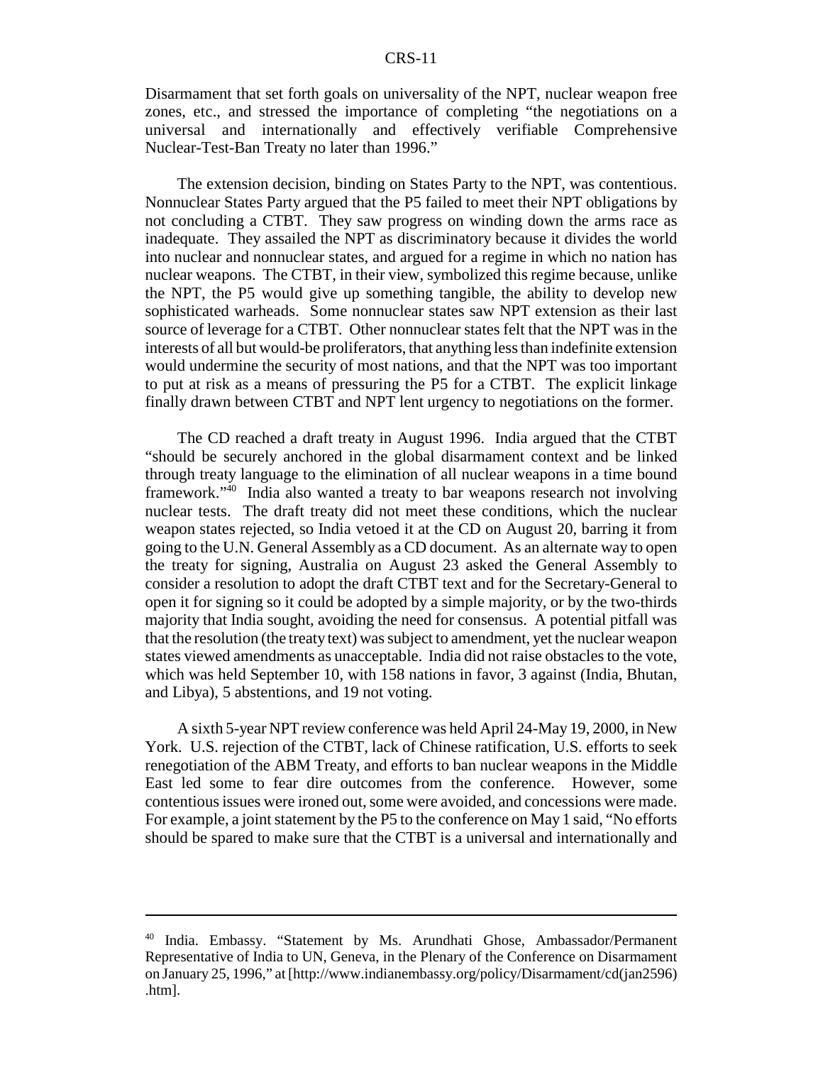Disarmament that set forth goals on universality of the NPT, nuclear weapon free zones, etc., and stressed the importance of completing "the negotiations on a universal and internationally and effectively verifiable Comprehensive Nuclear-Test-Ban Treaty no later than 1996."

The extension decision, binding on States Party to the NPT, was contentious. Nonnuclear States Party argued that the P5 failed to meet their NPT obligations by not concluding a CTBT. They saw progress on winding down the arms race as inadequate. They assailed the NPT as discriminatory because it divides the world into nuclear and nonnuclear states, and argued for a regime in which no nation has nuclear weapons. The CTBT, in their view, symbolized this regime because, unlike the NPT, the P5 would give up something tangible, the ability to develop new sophisticated warheads. Some nonnuclear states saw NPT extension as their last source of leverage for a CTBT. Other nonnuclear states felt that the NPT was in the interests of all but would-be proliferators, that anything less than indefinite extension would undermine the security of most nations, and that the NPT was too important to put at risk as a means of pressuring the P5 for a CTBT. The explicit linkage finally drawn between CTBT and NPT lent urgency to negotiations on the former.

The CD reached a draft treaty in August 1996. India argued that the CTBT "should be securely anchored in the global disarmament context and be linked through treaty language to the elimination of all nuclear weapons in a time bound framework."[40] India also wanted a treaty to bar weapons research not involving nuclear tests. The draft treaty did not meet these conditions, which the nuclear weapon states rejected, so India vetoed it at the CD on August 20, barring it from going to the U.N. General Assembly as a CD document. As an alternate way to open the treaty for signing, Australia on August 23 asked the General Assembly to consider a resolution to adopt the draft CTBT text and for the Secretary-General to open it for signing so it could be adopted by a simple majority, or by the two-thirds majority that India sought, avoiding the need for consensus. A potential pitfall was that the resolution (the treaty text) was subject to amendment, yet the nuclear weapon states viewed amendments as unacceptable. India did not raise obstacles to the vote, which was held September 10, with 158 nations in favor, 3 against (India, Bhutan, and Libya), 5 abstentions, and 19 not voting.

A sixth 5-year NPT review conference was held April 24-May 19, 2000, in New York. U.S. rejection of the CTBT, lack of Chinese ratification, U.S. efforts to seek renegotiation of the ABM Treaty, and efforts to ban nuclear weapons in the Middle East led some to fear dire outcomes from the conference. However, some contentious issues were ironed out, some were avoided, and concessions were made. For example, a joint statement by the P5 to the conference on May 1 said, "No efforts should be spared to make sure that the CTBT is a universal and internationally and

---

[40] India. Embassy. "Statement by Ms. Arundhati Ghose, Ambassador/Permanent Representative of India to UN, Geneva, in the Plenary of the Conference on Disarmament on January 25, 1996," at [http://www.indianembassy.org/policy/Disarmament/cd(jan2596).htm].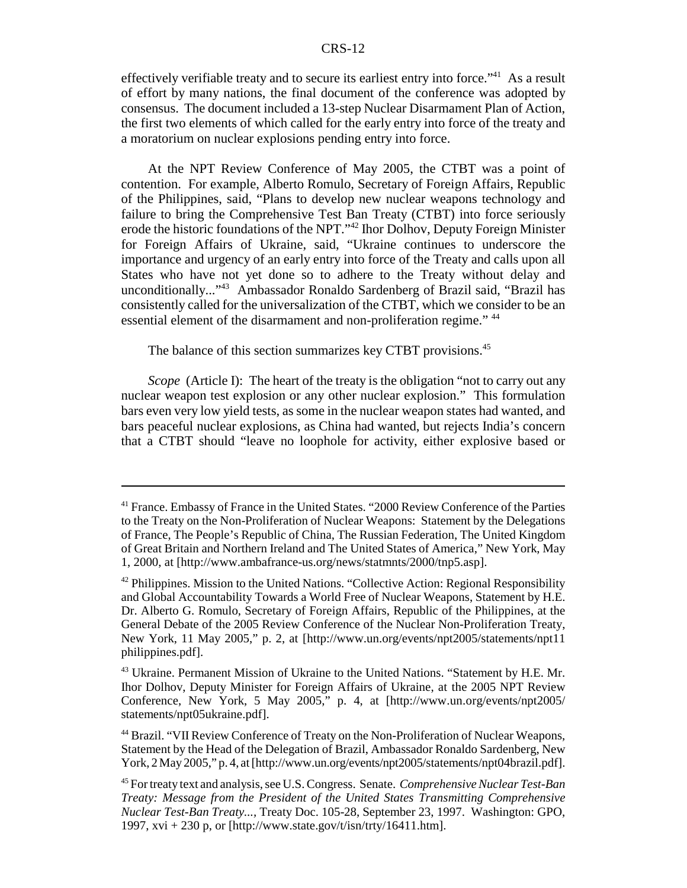effectively verifiable treaty and to secure its earliest entry into force."[41] As a result of effort by many nations, the final document of the conference was adopted by consensus. The document included a 13-step Nuclear Disarmament Plan of Action, the first two elements of which called for the early entry into force of the treaty and a moratorium on nuclear explosions pending entry into force.

At the NPT Review Conference of May 2005, the CTBT was a point of contention. For example, Alberto Romulo, Secretary of Foreign Affairs, Republic of the Philippines, said, "Plans to develop new nuclear weapons technology and failure to bring the Comprehensive Test Ban Treaty (CTBT) into force seriously erode the historic foundations of the NPT."[42] Ihor Dolhov, Deputy Foreign Minister for Foreign Affairs of Ukraine, said, "Ukraine continues to underscore the importance and urgency of an early entry into force of the Treaty and calls upon all States who have not yet done so to adhere to the Treaty without delay and unconditionally..."[43] Ambassador Ronaldo Sardenberg of Brazil said, "Brazil has consistently called for the universalization of the CTBT, which we consider to be an essential element of the disarmament and non-proliferation regime." [44]

The balance of this section summarizes key CTBT provisions.[45]

*Scope* (Article I): The heart of the treaty is the obligation "not to carry out any nuclear weapon test explosion or any other nuclear explosion." This formulation bars even very low yield tests, as some in the nuclear weapon states had wanted, and bars peaceful nuclear explosions, as China had wanted, but rejects India's concern that a CTBT should "leave no loophole for activity, either explosive based or

---

[41] France. Embassy of France in the United States. "2000 Review Conference of the Parties to the Treaty on the Non-Proliferation of Nuclear Weapons: Statement by the Delegations of France, The People's Republic of China, The Russian Federation, The United Kingdom of Great Britain and Northern Ireland and The United States of America," New York, May 1, 2000, at [http://www.ambafrance-us.org/news/statmnts/2000/tnp5.asp].

[42] Philippines. Mission to the United Nations. "Collective Action: Regional Responsibility and Global Accountability Towards a World Free of Nuclear Weapons, Statement by H.E. Dr. Alberto G. Romulo, Secretary of Foreign Affairs, Republic of the Philippines, at the General Debate of the 2005 Review Conference of the Nuclear Non-Proliferation Treaty, New York, 11 May 2005," p. 2, at [http://www.un.org/events/npt2005/statements/npt11philippines.pdf].

[43] Ukraine. Permanent Mission of Ukraine to the United Nations. "Statement by H.E. Mr. Ihor Dolhov, Deputy Minister for Foreign Affairs of Ukraine, at the 2005 NPT Review Conference, New York, 5 May 2005," p. 4, at [http://www.un.org/events/npt2005/statements/npt05ukraine.pdf].

[44] Brazil. "VII Review Conference of Treaty on the Non-Proliferation of Nuclear Weapons, Statement by the Head of the Delegation of Brazil, Ambassador Ronaldo Sardenberg, New York, 2 May 2005," p. 4, at [http://www.un.org/events/npt2005/statements/npt04brazil.pdf].

[45] For treaty text and analysis, see U.S. Congress. Senate. *Comprehensive Nuclear Test-Ban Treaty: Message from the President of the United States Transmitting Comprehensive Nuclear Test-Ban Treaty...,* Treaty Doc. 105-28, September 23, 1997. Washington: GPO, 1997, xvi + 230 p, or [http://www.state.gov/t/isn/trty/16411.htm].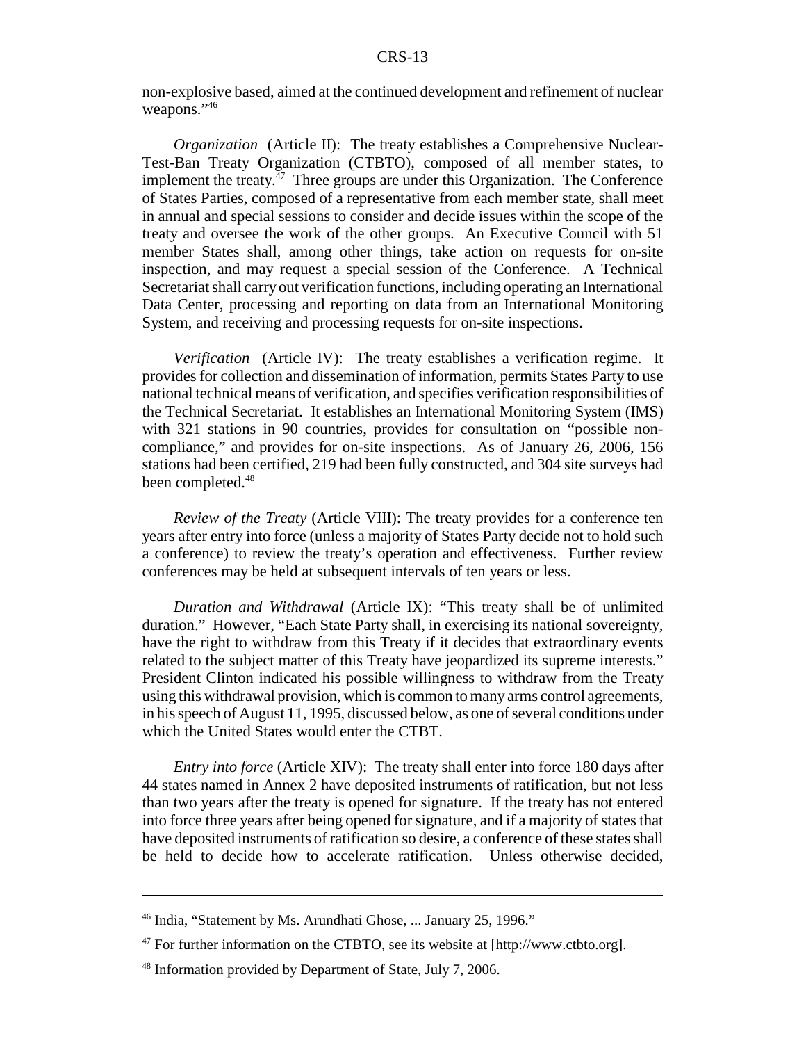non-explosive based, aimed at the continued development and refinement of nuclear weapons."[46]

*Organization* (Article II): The treaty establishes a Comprehensive Nuclear-Test-Ban Treaty Organization (CTBTO), composed of all member states, to implement the treaty.[47] Three groups are under this Organization. The Conference of States Parties, composed of a representative from each member state, shall meet in annual and special sessions to consider and decide issues within the scope of the treaty and oversee the work of the other groups. An Executive Council with 51 member States shall, among other things, take action on requests for on-site inspection, and may request a special session of the Conference. A Technical Secretariat shall carry out verification functions, including operating an International Data Center, processing and reporting on data from an International Monitoring System, and receiving and processing requests for on-site inspections.

*Verification* (Article IV): The treaty establishes a verification regime. It provides for collection and dissemination of information, permits States Party to use national technical means of verification, and specifies verification responsibilities of the Technical Secretariat. It establishes an International Monitoring System (IMS) with 321 stations in 90 countries, provides for consultation on "possible non-compliance," and provides for on-site inspections. As of January 26, 2006, 156 stations had been certified, 219 had been fully constructed, and 304 site surveys had been completed.[48]

*Review of the Treaty* (Article VIII): The treaty provides for a conference ten years after entry into force (unless a majority of States Party decide not to hold such a conference) to review the treaty's operation and effectiveness. Further review conferences may be held at subsequent intervals of ten years or less.

*Duration and Withdrawal* (Article IX): "This treaty shall be of unlimited duration." However, "Each State Party shall, in exercising its national sovereignty, have the right to withdraw from this Treaty if it decides that extraordinary events related to the subject matter of this Treaty have jeopardized its supreme interests." President Clinton indicated his possible willingness to withdraw from the Treaty using this withdrawal provision, which is common to many arms control agreements, in his speech of August 11, 1995, discussed below, as one of several conditions under which the United States would enter the CTBT.

*Entry into force* (Article XIV): The treaty shall enter into force 180 days after 44 states named in Annex 2 have deposited instruments of ratification, but not less than two years after the treaty is opened for signature. If the treaty has not entered into force three years after being opened for signature, and if a majority of states that have deposited instruments of ratification so desire, a conference of these states shall be held to decide how to accelerate ratification. Unless otherwise decided,

---

[46] India, "Statement by Ms. Arundhati Ghose, ... January 25, 1996."

[47] For further information on the CTBTO, see its website at [http://www.ctbto.org].

[48] Information provided by Department of State, July 7, 2006.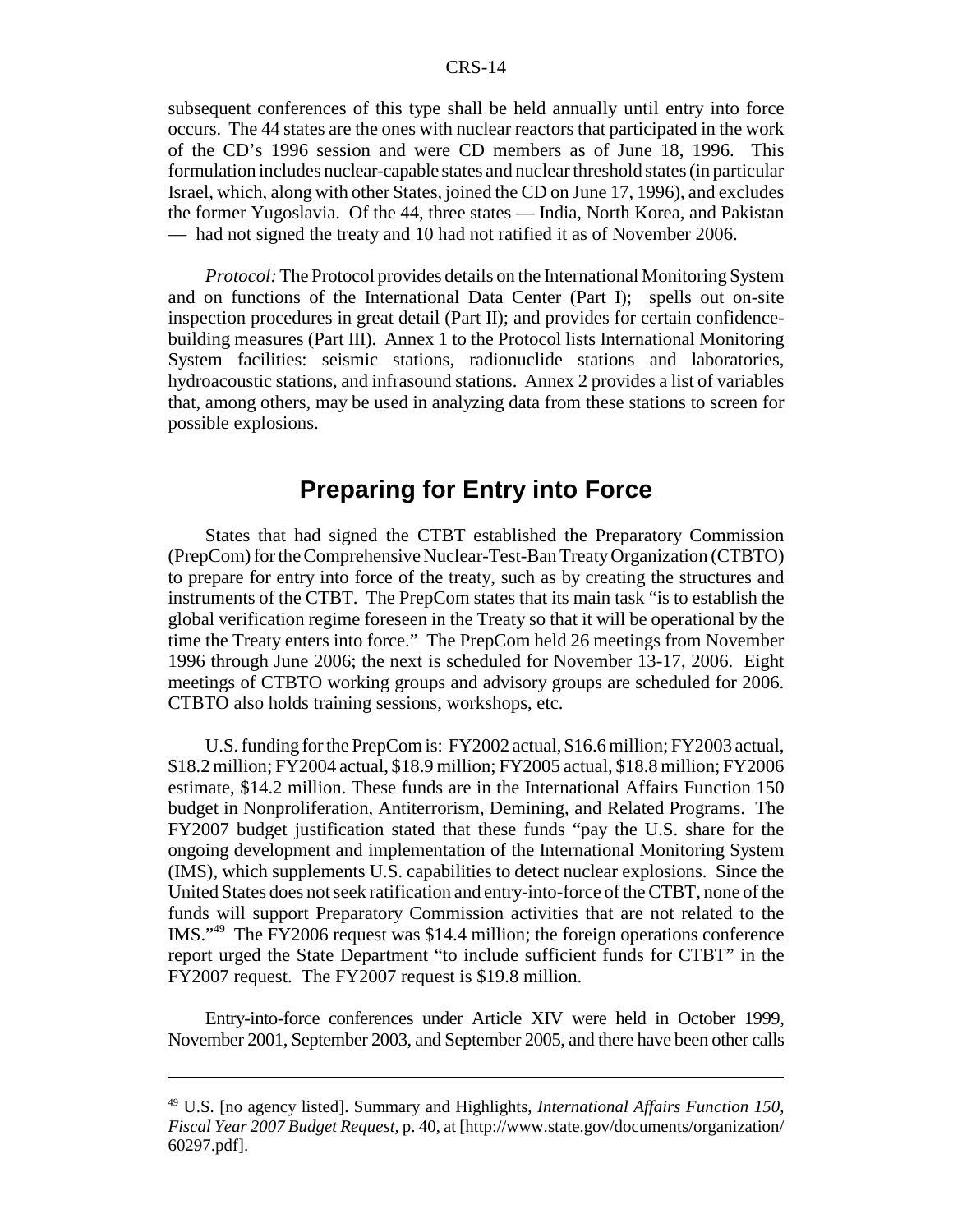subsequent conferences of this type shall be held annually until entry into force occurs. The 44 states are the ones with nuclear reactors that participated in the work of the CD's 1996 session and were CD members as of June 18, 1996. This formulation includes nuclear-capable states and nuclear threshold states (in particular Israel, which, along with other States, joined the CD on June 17, 1996), and excludes the former Yugoslavia. Of the 44, three states — India, North Korea, and Pakistan — had not signed the treaty and 10 had not ratified it as of November 2006.

*Protocol:* The Protocol provides details on the International Monitoring System and on functions of the International Data Center (Part I); spells out on-site inspection procedures in great detail (Part II); and provides for certain confidence-building measures (Part III). Annex 1 to the Protocol lists International Monitoring System facilities: seismic stations, radionuclide stations and laboratories, hydroacoustic stations, and infrasound stations. Annex 2 provides a list of variables that, among others, may be used in analyzing data from these stations to screen for possible explosions.

## Preparing for Entry into Force

States that had signed the CTBT established the Preparatory Commission (PrepCom) for the Comprehensive Nuclear-Test-Ban Treaty Organization (CTBTO) to prepare for entry into force of the treaty, such as by creating the structures and instruments of the CTBT. The PrepCom states that its main task "is to establish the global verification regime foreseen in the Treaty so that it will be operational by the time the Treaty enters into force." The PrepCom held 26 meetings from November 1996 through June 2006; the next is scheduled for November 13-17, 2006. Eight meetings of CTBTO working groups and advisory groups are scheduled for 2006. CTBTO also holds training sessions, workshops, etc.

U.S. funding for the PrepCom is: FY2002 actual, $16.6 million; FY2003 actual, $18.2 million; FY2004 actual, $18.9 million; FY2005 actual, $18.8 million; FY2006 estimate, $14.2 million. These funds are in the International Affairs Function 150 budget in Nonproliferation, Antiterrorism, Demining, and Related Programs. The FY2007 budget justification stated that these funds "pay the U.S. share for the ongoing development and implementation of the International Monitoring System (IMS), which supplements U.S. capabilities to detect nuclear explosions. Since the United States does not seek ratification and entry-into-force of the CTBT, none of the funds will support Preparatory Commission activities that are not related to the IMS."[49] The FY2006 request was $14.4 million; the foreign operations conference report urged the State Department "to include sufficient funds for CTBT" in the FY2007 request. The FY2007 request is $19.8 million.

Entry-into-force conferences under Article XIV were held in October 1999, November 2001, September 2003, and September 2005, and there have been other calls

---

[49] U.S. [no agency listed]. Summary and Highlights, *International Affairs Function 150, Fiscal Year 2007 Budget Request,* p. 40, at [http://www.state.gov/documents/organization/60297.pdf].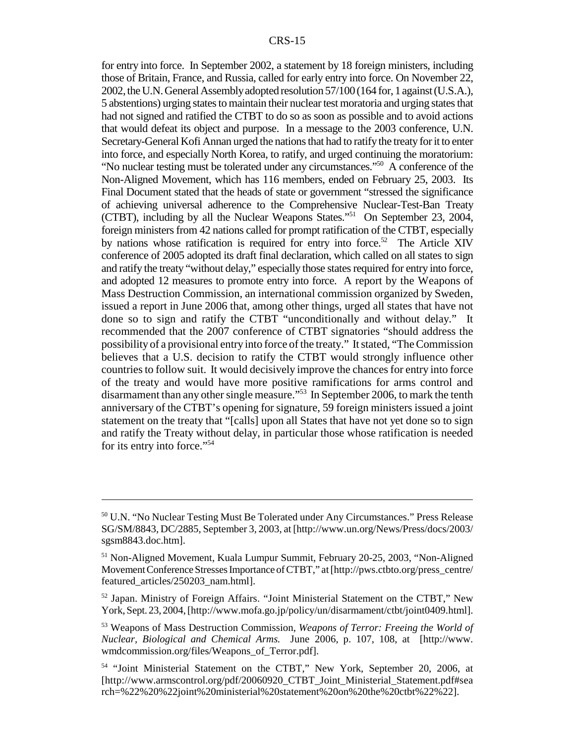for entry into force. In September 2002, a statement by 18 foreign ministers, including those of Britain, France, and Russia, called for early entry into force. On November 22, 2002, the U.N. General Assembly adopted resolution 57/100 (164 for, 1 against (U.S.A.), 5 abstentions) urging states to maintain their nuclear test moratoria and urging states that had not signed and ratified the CTBT to do so as soon as possible and to avoid actions that would defeat its object and purpose. In a message to the 2003 conference, U.N. Secretary-General Kofi Annan urged the nations that had to ratify the treaty for it to enter into force, and especially North Korea, to ratify, and urged continuing the moratorium: "No nuclear testing must be tolerated under any circumstances."[50] A conference of the Non-Aligned Movement, which has 116 members, ended on February 25, 2003. Its Final Document stated that the heads of state or government "stressed the significance of achieving universal adherence to the Comprehensive Nuclear-Test-Ban Treaty (CTBT), including by all the Nuclear Weapons States."[51] On September 23, 2004, foreign ministers from 42 nations called for prompt ratification of the CTBT, especially by nations whose ratification is required for entry into force.[52] The Article XIV conference of 2005 adopted its draft final declaration, which called on all states to sign and ratify the treaty "without delay," especially those states required for entry into force, and adopted 12 measures to promote entry into force. A report by the Weapons of Mass Destruction Commission, an international commission organized by Sweden, issued a report in June 2006 that, among other things, urged all states that have not done so to sign and ratify the CTBT "unconditionally and without delay." It recommended that the 2007 conference of CTBT signatories "should address the possibility of a provisional entry into force of the treaty." It stated, "The Commission believes that a U.S. decision to ratify the CTBT would strongly influence other countries to follow suit. It would decisively improve the chances for entry into force of the treaty and would have more positive ramifications for arms control and disarmament than any other single measure."[53] In September 2006, to mark the tenth anniversary of the CTBT's opening for signature, 59 foreign ministers issued a joint statement on the treaty that "[calls] upon all States that have not yet done so to sign and ratify the Treaty without delay, in particular those whose ratification is needed for its entry into force."[54]

---

[50] U.N. "No Nuclear Testing Must Be Tolerated under Any Circumstances." Press Release SG/SM/8843, DC/2885, September 3, 2003, at [http://www.un.org/News/Press/docs/2003/sgsm8843.doc.htm].

[51] Non-Aligned Movement, Kuala Lumpur Summit, February 20-25, 2003, "Non-Aligned Movement Conference Stresses Importance of CTBT," at [http://pws.ctbto.org/press_centre/featured_articles/250203_nam.html].

[52] Japan. Ministry of Foreign Affairs. "Joint Ministerial Statement on the CTBT," New York, Sept. 23, 2004, [http://www.mofa.go.jp/policy/un/disarmament/ctbt/joint0409.html].

[53] Weapons of Mass Destruction Commission, *Weapons of Terror: Freeing the World of Nuclear, Biological and Chemical Arms.* June 2006, p. 107, 108, at [http://www.wmdcommission.org/files/Weapons_of_Terror.pdf].

[54] "Joint Ministerial Statement on the CTBT," New York, September 20, 2006, at [http://www.armscontrol.org/pdf/20060920_CTBT_Joint_Ministerial_Statement.pdf#search=%22%20%22joint%20ministerial%20statement%20on%20the%20ctbt%22%22].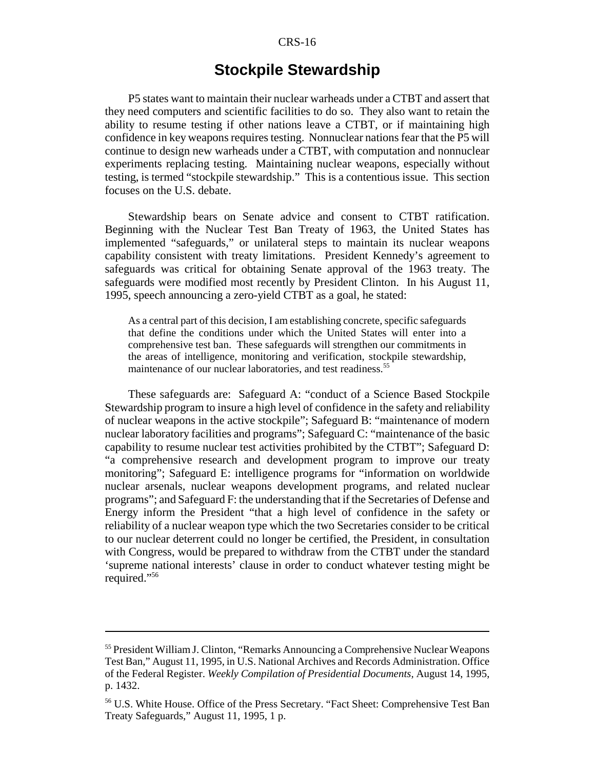## Stockpile Stewardship

P5 states want to maintain their nuclear warheads under a CTBT and assert that they need computers and scientific facilities to do so. They also want to retain the ability to resume testing if other nations leave a CTBT, or if maintaining high confidence in key weapons requires testing. Nonnuclear nations fear that the P5 will continue to design new warheads under a CTBT, with computation and nonnuclear experiments replacing testing. Maintaining nuclear weapons, especially without testing, is termed "stockpile stewardship." This is a contentious issue. This section focuses on the U.S. debate.

Stewardship bears on Senate advice and consent to CTBT ratification. Beginning with the Nuclear Test Ban Treaty of 1963, the United States has implemented "safeguards," or unilateral steps to maintain its nuclear weapons capability consistent with treaty limitations. President Kennedy's agreement to safeguards was critical for obtaining Senate approval of the 1963 treaty. The safeguards were modified most recently by President Clinton. In his August 11, 1995, speech announcing a zero-yield CTBT as a goal, he stated:

> As a central part of this decision, I am establishing concrete, specific safeguards that define the conditions under which the United States will enter into a comprehensive test ban. These safeguards will strengthen our commitments in the areas of intelligence, monitoring and verification, stockpile stewardship, maintenance of our nuclear laboratories, and test readiness.[55]

These safeguards are: Safeguard A: "conduct of a Science Based Stockpile Stewardship program to insure a high level of confidence in the safety and reliability of nuclear weapons in the active stockpile"; Safeguard B: "maintenance of modern nuclear laboratory facilities and programs"; Safeguard C: "maintenance of the basic capability to resume nuclear test activities prohibited by the CTBT"; Safeguard D: "a comprehensive research and development program to improve our treaty monitoring"; Safeguard E: intelligence programs for "information on worldwide nuclear arsenals, nuclear weapons development programs, and related nuclear programs"; and Safeguard F: the understanding that if the Secretaries of Defense and Energy inform the President "that a high level of confidence in the safety or reliability of a nuclear weapon type which the two Secretaries consider to be critical to our nuclear deterrent could no longer be certified, the President, in consultation with Congress, would be prepared to withdraw from the CTBT under the standard 'supreme national interests' clause in order to conduct whatever testing might be required."[56]

---

[55] President William J. Clinton, "Remarks Announcing a Comprehensive Nuclear Weapons Test Ban," August 11, 1995, in U.S. National Archives and Records Administration. Office of the Federal Register. *Weekly Compilation of Presidential Documents,* August 14, 1995, p. 1432.

[56] U.S. White House. Office of the Press Secretary. "Fact Sheet: Comprehensive Test Ban Treaty Safeguards," August 11, 1995, 1 p.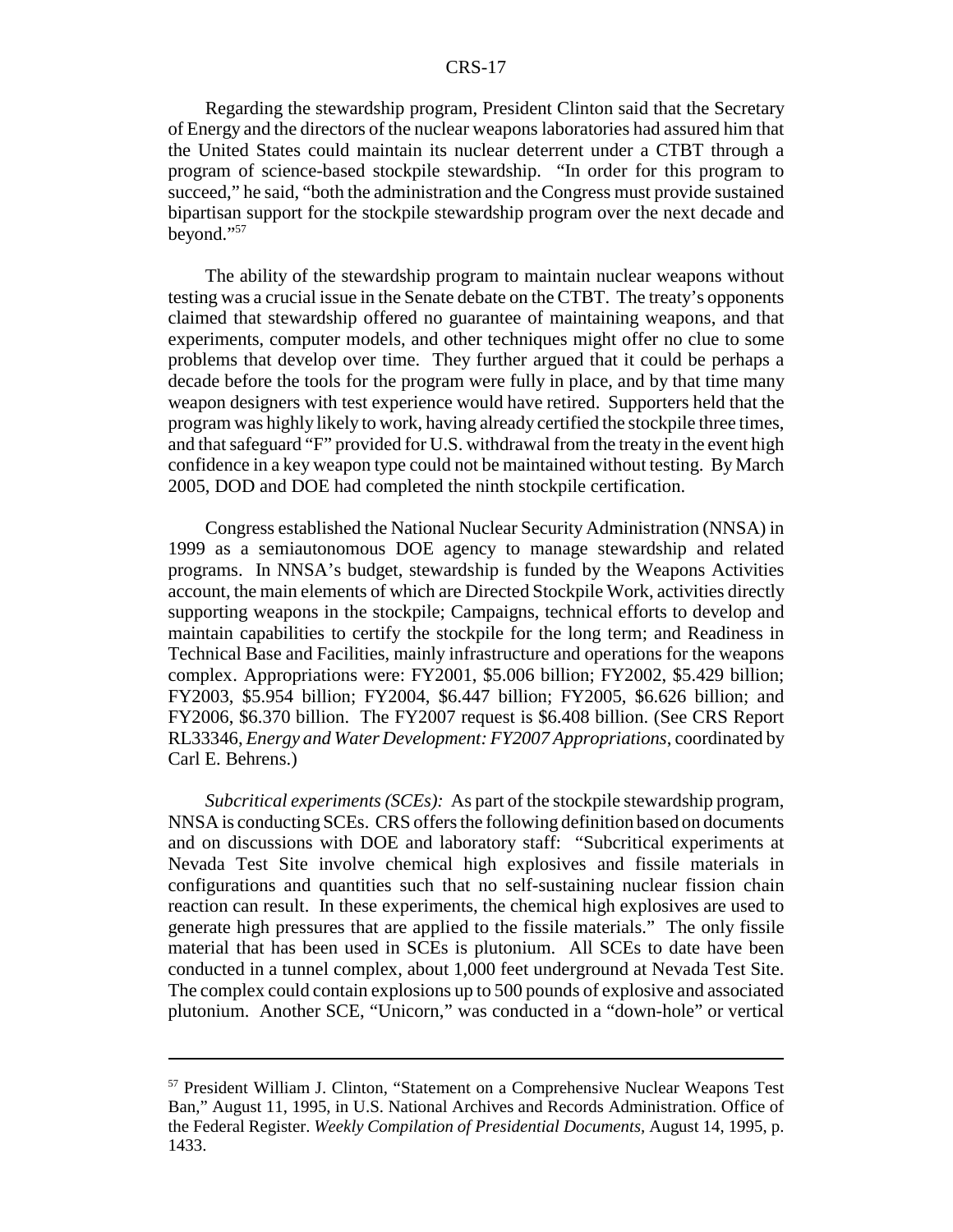Regarding the stewardship program, President Clinton said that the Secretary of Energy and the directors of the nuclear weapons laboratories had assured him that the United States could maintain its nuclear deterrent under a CTBT through a program of science-based stockpile stewardship. "In order for this program to succeed," he said, "both the administration and the Congress must provide sustained bipartisan support for the stockpile stewardship program over the next decade and beyond."[57]

The ability of the stewardship program to maintain nuclear weapons without testing was a crucial issue in the Senate debate on the CTBT. The treaty's opponents claimed that stewardship offered no guarantee of maintaining weapons, and that experiments, computer models, and other techniques might offer no clue to some problems that develop over time. They further argued that it could be perhaps a decade before the tools for the program were fully in place, and by that time many weapon designers with test experience would have retired. Supporters held that the program was highly likely to work, having already certified the stockpile three times, and that safeguard "F" provided for U.S. withdrawal from the treaty in the event high confidence in a key weapon type could not be maintained without testing. By March 2005, DOD and DOE had completed the ninth stockpile certification.

Congress established the National Nuclear Security Administration (NNSA) in 1999 as a semiautonomous DOE agency to manage stewardship and related programs. In NNSA's budget, stewardship is funded by the Weapons Activities account, the main elements of which are Directed Stockpile Work, activities directly supporting weapons in the stockpile; Campaigns, technical efforts to develop and maintain capabilities to certify the stockpile for the long term; and Readiness in Technical Base and Facilities, mainly infrastructure and operations for the weapons complex. Appropriations were: FY2001, $5.006 billion; FY2002, $5.429 billion; FY2003, $5.954 billion; FY2004, $6.447 billion; FY2005, $6.626 billion; and FY2006, $6.370 billion. The FY2007 request is $6.408 billion. (See CRS Report RL33346, *Energy and Water Development: FY2007 Appropriations*, coordinated by Carl E. Behrens.)

*Subcritical experiments (SCEs):* As part of the stockpile stewardship program, NNSA is conducting SCEs. CRS offers the following definition based on documents and on discussions with DOE and laboratory staff: "Subcritical experiments at Nevada Test Site involve chemical high explosives and fissile materials in configurations and quantities such that no self-sustaining nuclear fission chain reaction can result. In these experiments, the chemical high explosives are used to generate high pressures that are applied to the fissile materials." The only fissile material that has been used in SCEs is plutonium. All SCEs to date have been conducted in a tunnel complex, about 1,000 feet underground at Nevada Test Site. The complex could contain explosions up to 500 pounds of explosive and associated plutonium. Another SCE, "Unicorn," was conducted in a "down-hole" or vertical

---

[57] President William J. Clinton, "Statement on a Comprehensive Nuclear Weapons Test Ban," August 11, 1995, in U.S. National Archives and Records Administration. Office of the Federal Register. *Weekly Compilation of Presidential Documents*, August 14, 1995, p. 1433.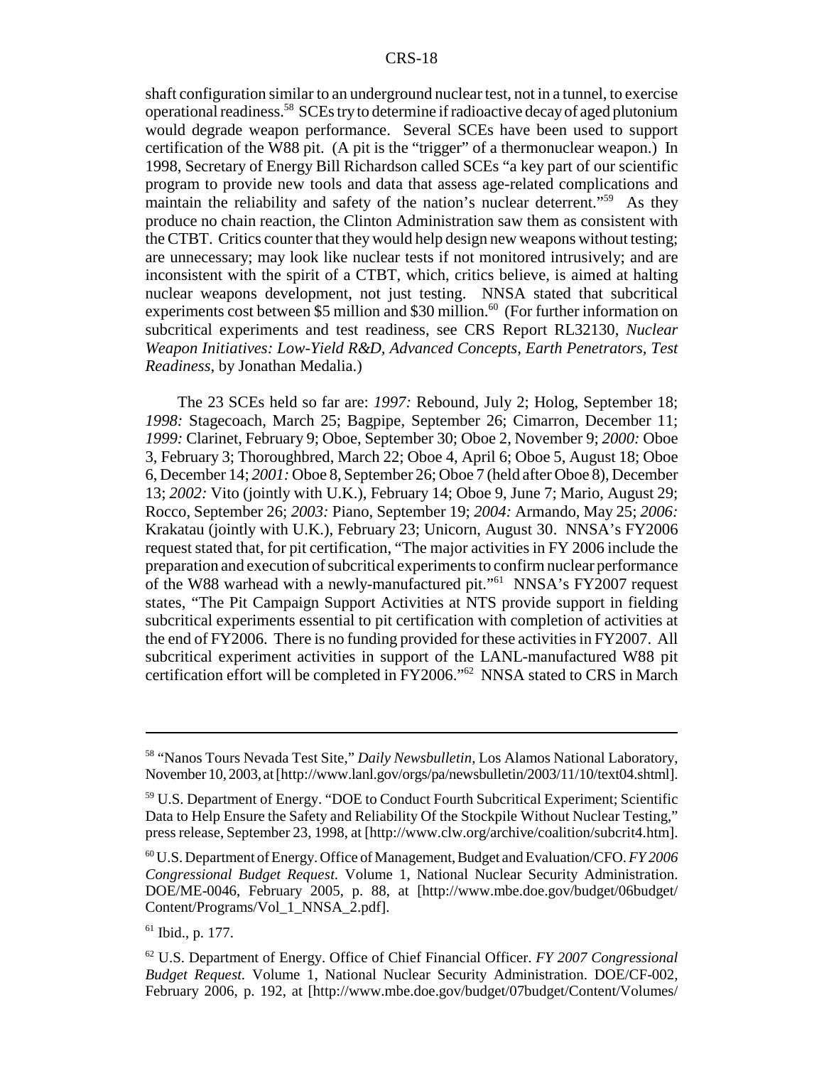shaft configuration similar to an underground nuclear test, not in a tunnel, to exercise operational readiness.[58] SCEs try to determine if radioactive decay of aged plutonium would degrade weapon performance. Several SCEs have been used to support certification of the W88 pit. (A pit is the "trigger" of a thermonuclear weapon.) In 1998, Secretary of Energy Bill Richardson called SCEs "a key part of our scientific program to provide new tools and data that assess age-related complications and maintain the reliability and safety of the nation's nuclear deterrent."[59] As they produce no chain reaction, the Clinton Administration saw them as consistent with the CTBT. Critics counter that they would help design new weapons without testing; are unnecessary; may look like nuclear tests if not monitored intrusively; and are inconsistent with the spirit of a CTBT, which, critics believe, is aimed at halting nuclear weapons development, not just testing. NNSA stated that subcritical experiments cost between $5 million and $30 million.[60] (For further information on subcritical experiments and test readiness, see CRS Report RL32130, *Nuclear Weapon Initiatives: Low-Yield R&D, Advanced Concepts, Earth Penetrators, Test Readiness*, by Jonathan Medalia.)

The 23 SCEs held so far are: *1997:* Rebound, July 2; Holog, September 18; *1998:* Stagecoach, March 25; Bagpipe, September 26; Cimarron, December 11; *1999:* Clarinet, February 9; Oboe, September 30; Oboe 2, November 9; *2000:* Oboe 3, February 3; Thoroughbred, March 22; Oboe 4, April 6; Oboe 5, August 18; Oboe 6, December 14; *2001:* Oboe 8, September 26; Oboe 7 (held after Oboe 8), December 13; *2002:* Vito (jointly with U.K.), February 14; Oboe 9, June 7; Mario, August 29; Rocco, September 26; *2003:* Piano, September 19; *2004:* Armando, May 25; *2006:* Krakatau (jointly with U.K.), February 23; Unicorn, August 30. NNSA's FY2006 request stated that, for pit certification, "The major activities in FY 2006 include the preparation and execution of subcritical experiments to confirm nuclear performance of the W88 warhead with a newly-manufactured pit."[61] NNSA's FY2007 request states, "The Pit Campaign Support Activities at NTS provide support in fielding subcritical experiments essential to pit certification with completion of activities at the end of FY2006. There is no funding provided for these activities in FY2007. All subcritical experiment activities in support of the LANL-manufactured W88 pit certification effort will be completed in FY2006."[62] NNSA stated to CRS in March

---

[58] "Nanos Tours Nevada Test Site," *Daily Newsbulletin*, Los Alamos National Laboratory, November 10, 2003, at [http://www.lanl.gov/orgs/pa/newsbulletin/2003/11/10/text04.shtml].

[59] U.S. Department of Energy. "DOE to Conduct Fourth Subcritical Experiment; Scientific Data to Help Ensure the Safety and Reliability Of the Stockpile Without Nuclear Testing," press release, September 23, 1998, at [http://www.clw.org/archive/coalition/subcrit4.htm].

[60] U.S. Department of Energy. Office of Management, Budget and Evaluation/CFO. *FY 2006 Congressional Budget Request.* Volume 1, National Nuclear Security Administration. DOE/ME-0046, February 2005, p. 88, at [http://www.mbe.doe.gov/budget/06budget/Content/Programs/Vol_1_NNSA_2.pdf].

[61] Ibid., p. 177.

[62] U.S. Department of Energy. Office of Chief Financial Officer. *FY 2007 Congressional Budget Request.* Volume 1, National Nuclear Security Administration. DOE/CF-002, February 2006, p. 192, at [http://www.mbe.doe.gov/budget/07budget/Content/Volumes/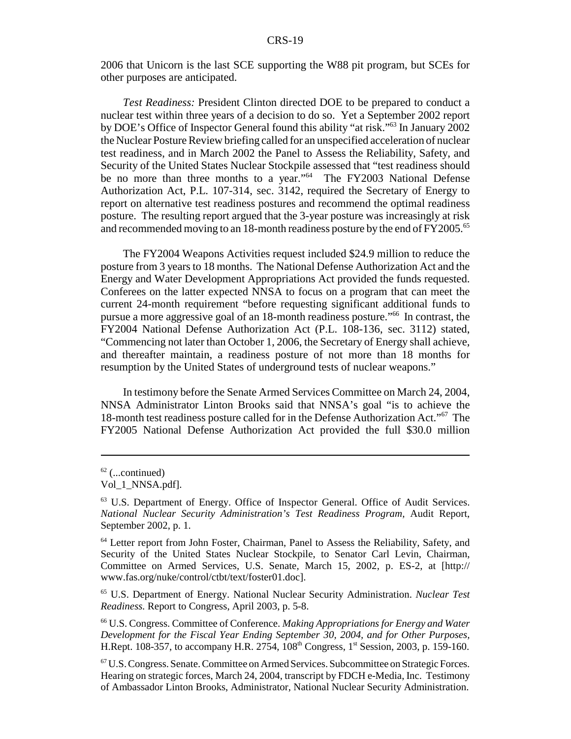2006 that Unicorn is the last SCE supporting the W88 pit program, but SCEs for other purposes are anticipated.

*Test Readiness:* President Clinton directed DOE to be prepared to conduct a nuclear test within three years of a decision to do so. Yet a September 2002 report by DOE's Office of Inspector General found this ability "at risk."[63] In January 2002 the Nuclear Posture Review briefing called for an unspecified acceleration of nuclear test readiness, and in March 2002 the Panel to Assess the Reliability, Safety, and Security of the United States Nuclear Stockpile assessed that "test readiness should be no more than three months to a year."[64] The FY2003 National Defense Authorization Act, P.L. 107-314, sec. 3142, required the Secretary of Energy to report on alternative test readiness postures and recommend the optimal readiness posture. The resulting report argued that the 3-year posture was increasingly at risk and recommended moving to an 18-month readiness posture by the end of FY2005.[65]

The FY2004 Weapons Activities request included $24.9 million to reduce the posture from 3 years to 18 months. The National Defense Authorization Act and the Energy and Water Development Appropriations Act provided the funds requested. Conferees on the latter expected NNSA to focus on a program that can meet the current 24-month requirement "before requesting significant additional funds to pursue a more aggressive goal of an 18-month readiness posture."[66] In contrast, the FY2004 National Defense Authorization Act (P.L. 108-136, sec. 3112) stated, "Commencing not later than October 1, 2006, the Secretary of Energy shall achieve, and thereafter maintain, a readiness posture of not more than 18 months for resumption by the United States of underground tests of nuclear weapons."

In testimony before the Senate Armed Services Committee on March 24, 2004, NNSA Administrator Linton Brooks said that NNSA's goal "is to achieve the 18-month test readiness posture called for in the Defense Authorization Act."[67] The FY2005 National Defense Authorization Act provided the full $30.0 million

---

[62] (...continued)
Vol_1_NNSA.pdf].

[63] U.S. Department of Energy. Office of Inspector General. Office of Audit Services. *National Nuclear Security Administration's Test Readiness Program,* Audit Report, September 2002, p. 1.

[64] Letter report from John Foster, Chairman, Panel to Assess the Reliability, Safety, and Security of the United States Nuclear Stockpile, to Senator Carl Levin, Chairman, Committee on Armed Services, U.S. Senate, March 15, 2002, p. ES-2, at [http://www.fas.org/nuke/control/ctbt/text/foster01.doc].

[65] U.S. Department of Energy. National Nuclear Security Administration. *Nuclear Test Readiness.* Report to Congress, April 2003, p. 5-8.

[66] U.S. Congress. Committee of Conference. *Making Appropriations for Energy and Water Development for the Fiscal Year Ending September 30, 2004, and for Other Purposes,* H.Rept. 108-357, to accompany H.R. 2754, 108th Congress, 1st Session, 2003, p. 159-160.

[67] U.S. Congress. Senate. Committee on Armed Services. Subcommittee on Strategic Forces. Hearing on strategic forces, March 24, 2004, transcript by FDCH e-Media, Inc. Testimony of Ambassador Linton Brooks, Administrator, National Nuclear Security Administration.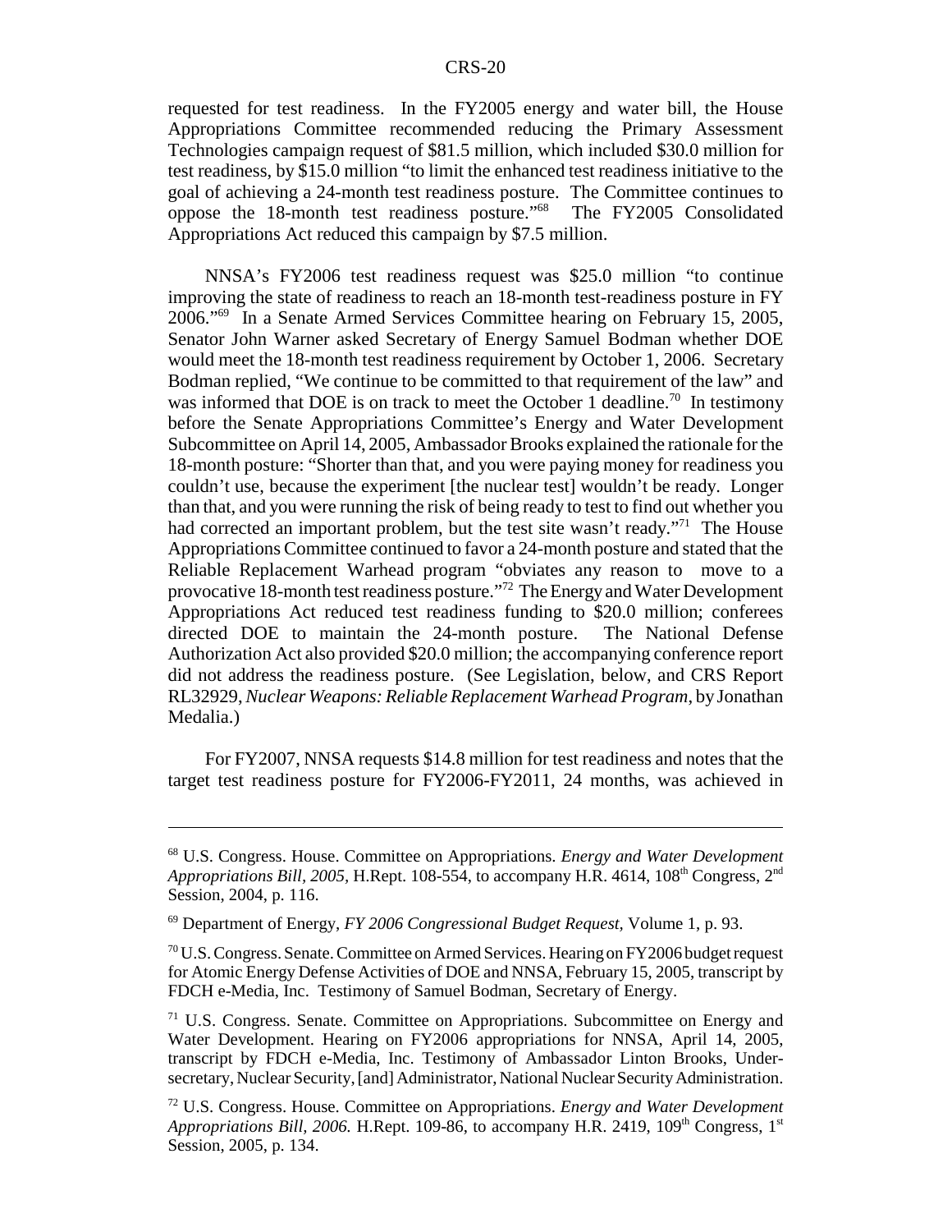requested for test readiness. In the FY2005 energy and water bill, the House Appropriations Committee recommended reducing the Primary Assessment Technologies campaign request of $81.5 million, which included $30.0 million for test readiness, by $15.0 million "to limit the enhanced test readiness initiative to the goal of achieving a 24-month test readiness posture. The Committee continues to oppose the 18-month test readiness posture."[68] The FY2005 Consolidated Appropriations Act reduced this campaign by $7.5 million.

NNSA's FY2006 test readiness request was $25.0 million "to continue improving the state of readiness to reach an 18-month test-readiness posture in FY 2006."[69] In a Senate Armed Services Committee hearing on February 15, 2005, Senator John Warner asked Secretary of Energy Samuel Bodman whether DOE would meet the 18-month test readiness requirement by October 1, 2006. Secretary Bodman replied, "We continue to be committed to that requirement of the law" and was informed that DOE is on track to meet the October 1 deadline.[70] In testimony before the Senate Appropriations Committee's Energy and Water Development Subcommittee on April 14, 2005, Ambassador Brooks explained the rationale for the 18-month posture: "Shorter than that, and you were paying money for readiness you couldn't use, because the experiment [the nuclear test] wouldn't be ready. Longer than that, and you were running the risk of being ready to test to find out whether you had corrected an important problem, but the test site wasn't ready."[71] The House Appropriations Committee continued to favor a 24-month posture and stated that the Reliable Replacement Warhead program "obviates any reason to move to a provocative 18-month test readiness posture."[72] The Energy and Water Development Appropriations Act reduced test readiness funding to $20.0 million; conferees directed DOE to maintain the 24-month posture. The National Defense Authorization Act also provided $20.0 million; the accompanying conference report did not address the readiness posture. (See Legislation, below, and CRS Report RL32929, *Nuclear Weapons: Reliable Replacement Warhead Program*, by Jonathan Medalia.)

For FY2007, NNSA requests $14.8 million for test readiness and notes that the target test readiness posture for FY2006-FY2011, 24 months, was achieved in

---

[68] U.S. Congress. House. Committee on Appropriations. *Energy and Water Development Appropriations Bill, 2005*, H.Rept. 108-554, to accompany H.R. 4614, 108th Congress, 2nd Session, 2004, p. 116.

[69] Department of Energy, *FY 2006 Congressional Budget Request*, Volume 1, p. 93.

[70] U.S. Congress. Senate. Committee on Armed Services. Hearing on FY2006 budget request for Atomic Energy Defense Activities of DOE and NNSA, February 15, 2005, transcript by FDCH e-Media, Inc. Testimony of Samuel Bodman, Secretary of Energy.

[71] U.S. Congress. Senate. Committee on Appropriations. Subcommittee on Energy and Water Development. Hearing on FY2006 appropriations for NNSA, April 14, 2005, transcript by FDCH e-Media, Inc. Testimony of Ambassador Linton Brooks, Under-secretary, Nuclear Security, [and] Administrator, National Nuclear Security Administration.

[72] U.S. Congress. House. Committee on Appropriations. *Energy and Water Development Appropriations Bill, 2006.* H.Rept. 109-86, to accompany H.R. 2419, 109th Congress, 1st Session, 2005, p. 134.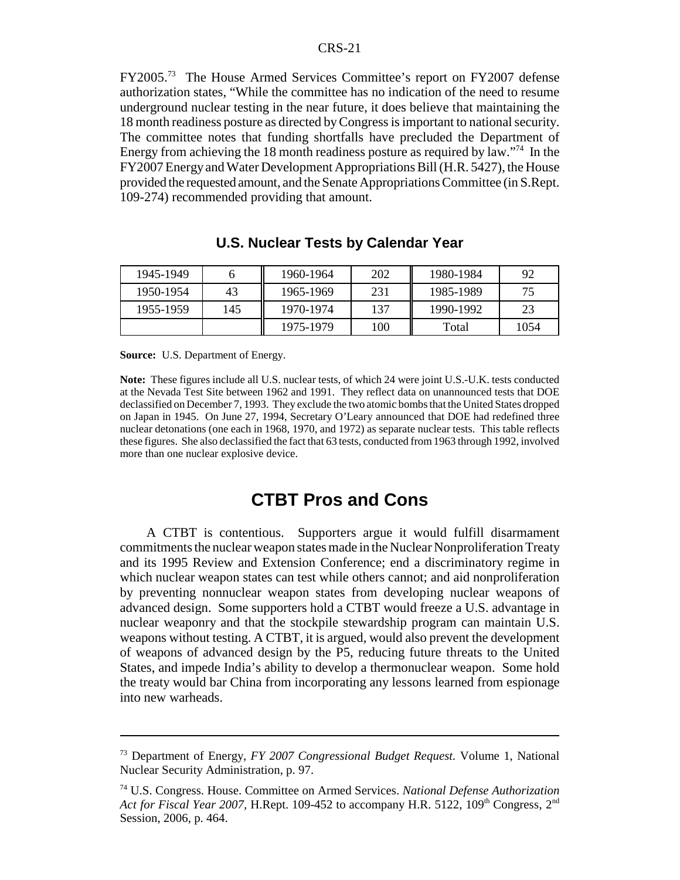FY2005.[73] The House Armed Services Committee's report on FY2007 defense authorization states, "While the committee has no indication of the need to resume underground nuclear testing in the near future, it does believe that maintaining the 18 month readiness posture as directed by Congress is important to national security. The committee notes that funding shortfalls have precluded the Department of Energy from achieving the 18 month readiness posture as required by law."[74] In the FY2007 Energy and Water Development Appropriations Bill (H.R. 5427), the House provided the requested amount, and the Senate Appropriations Committee (in S.Rept. 109-274) recommended providing that amount.

### U.S. Nuclear Tests by Calendar Year

| | | | | | |
|---|---|---|---|---|---|
| 1945-1949 | 6 | 1960-1964 | 202 | 1980-1984 | 92 |
| 1950-1954 | 43 | 1965-1969 | 231 | 1985-1989 | 75 |
| 1955-1959 | 145 | 1970-1974 | 137 | 1990-1992 | 23 |
| | | 1975-1979 | 100 | Total | 1054 |

**Source:** U.S. Department of Energy.

**Note:** These figures include all U.S. nuclear tests, of which 24 were joint U.S.-U.K. tests conducted at the Nevada Test Site between 1962 and 1991. They reflect data on unannounced tests that DOE declassified on December 7, 1993. They exclude the two atomic bombs that the United States dropped on Japan in 1945. On June 27, 1994, Secretary O'Leary announced that DOE had redefined three nuclear detonations (one each in 1968, 1970, and 1972) as separate nuclear tests. This table reflects these figures. She also declassified the fact that 63 tests, conducted from 1963 through 1992, involved more than one nuclear explosive device.

## CTBT Pros and Cons

A CTBT is contentious. Supporters argue it would fulfill disarmament commitments the nuclear weapon states made in the Nuclear Nonproliferation Treaty and its 1995 Review and Extension Conference; end a discriminatory regime in which nuclear weapon states can test while others cannot; and aid nonproliferation by preventing nonnuclear weapon states from developing nuclear weapons of advanced design. Some supporters hold a CTBT would freeze a U.S. advantage in nuclear weaponry and that the stockpile stewardship program can maintain U.S. weapons without testing. A CTBT, it is argued, would also prevent the development of weapons of advanced design by the P5, reducing future threats to the United States, and impede India's ability to develop a thermonuclear weapon. Some hold the treaty would bar China from incorporating any lessons learned from espionage into new warheads.

---

[73] Department of Energy, *FY 2007 Congressional Budget Request.* Volume 1, National Nuclear Security Administration, p. 97.

[74] U.S. Congress. House. Committee on Armed Services. *National Defense Authorization Act for Fiscal Year 2007,* H.Rept. 109-452 to accompany H.R. 5122, 109th Congress, 2nd Session, 2006, p. 464.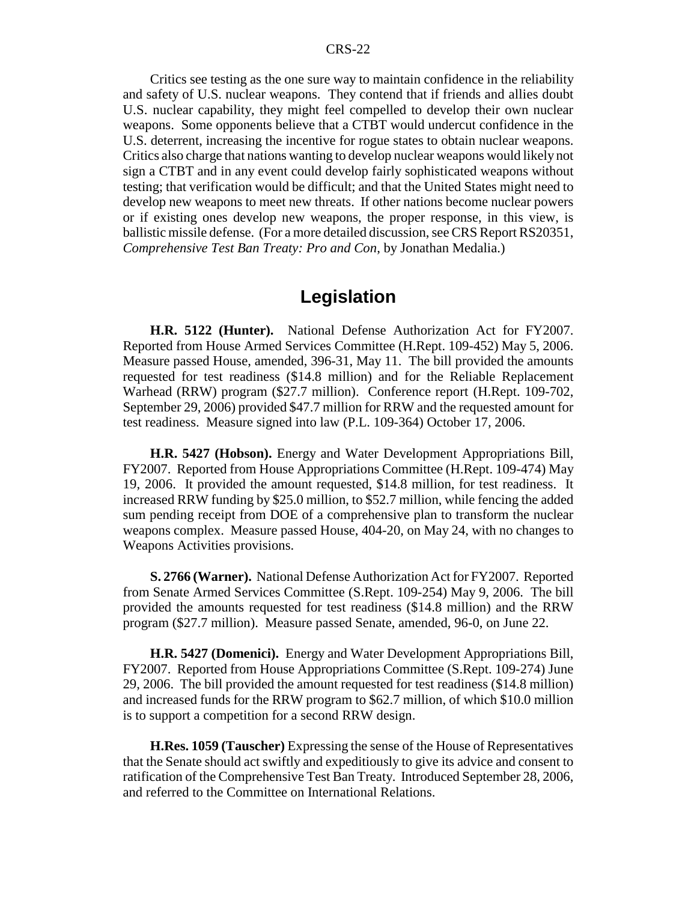Critics see testing as the one sure way to maintain confidence in the reliability and safety of U.S. nuclear weapons. They contend that if friends and allies doubt U.S. nuclear capability, they might feel compelled to develop their own nuclear weapons. Some opponents believe that a CTBT would undercut confidence in the U.S. deterrent, increasing the incentive for rogue states to obtain nuclear weapons. Critics also charge that nations wanting to develop nuclear weapons would likely not sign a CTBT and in any event could develop fairly sophisticated weapons without testing; that verification would be difficult; and that the United States might need to develop new weapons to meet new threats. If other nations become nuclear powers or if existing ones develop new weapons, the proper response, in this view, is ballistic missile defense. (For a more detailed discussion, see CRS Report RS20351, *Comprehensive Test Ban Treaty: Pro and Con*, by Jonathan Medalia.)

## Legislation

**H.R. 5122 (Hunter).** National Defense Authorization Act for FY2007. Reported from House Armed Services Committee (H.Rept. 109-452) May 5, 2006. Measure passed House, amended, 396-31, May 11. The bill provided the amounts requested for test readiness ($14.8 million) and for the Reliable Replacement Warhead (RRW) program ($27.7 million). Conference report (H.Rept. 109-702, September 29, 2006) provided $47.7 million for RRW and the requested amount for test readiness. Measure signed into law (P.L. 109-364) October 17, 2006.

**H.R. 5427 (Hobson).** Energy and Water Development Appropriations Bill, FY2007. Reported from House Appropriations Committee (H.Rept. 109-474) May 19, 2006. It provided the amount requested, $14.8 million, for test readiness. It increased RRW funding by $25.0 million, to $52.7 million, while fencing the added sum pending receipt from DOE of a comprehensive plan to transform the nuclear weapons complex. Measure passed House, 404-20, on May 24, with no changes to Weapons Activities provisions.

**S. 2766 (Warner).** National Defense Authorization Act for FY2007. Reported from Senate Armed Services Committee (S.Rept. 109-254) May 9, 2006. The bill provided the amounts requested for test readiness ($14.8 million) and the RRW program ($27.7 million). Measure passed Senate, amended, 96-0, on June 22.

**H.R. 5427 (Domenici).** Energy and Water Development Appropriations Bill, FY2007. Reported from House Appropriations Committee (S.Rept. 109-274) June 29, 2006. The bill provided the amount requested for test readiness ($14.8 million) and increased funds for the RRW program to $62.7 million, of which $10.0 million is to support a competition for a second RRW design.

**H.Res. 1059 (Tauscher)** Expressing the sense of the House of Representatives that the Senate should act swiftly and expeditiously to give its advice and consent to ratification of the Comprehensive Test Ban Treaty. Introduced September 28, 2006, and referred to the Committee on International Relations.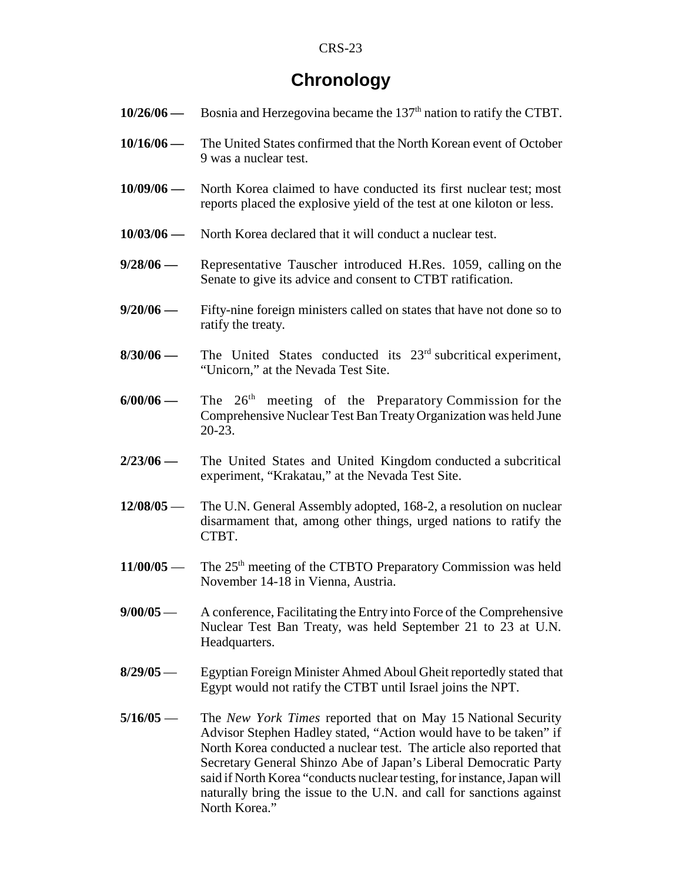# Chronology

**10/26/06 —** Bosnia and Herzegovina became the 137th nation to ratify the CTBT.

**10/16/06 —** The United States confirmed that the North Korean event of October 9 was a nuclear test.

**10/09/06 —** North Korea claimed to have conducted its first nuclear test; most reports placed the explosive yield of the test at one kiloton or less.

**10/03/06 —** North Korea declared that it will conduct a nuclear test.

**9/28/06 —** Representative Tauscher introduced H.Res. 1059, calling on the Senate to give its advice and consent to CTBT ratification.

**9/20/06 —** Fifty-nine foreign ministers called on states that have not done so to ratify the treaty.

**8/30/06 —** The United States conducted its 23rd subcritical experiment, "Unicorn," at the Nevada Test Site.

**6/00/06 —** The 26th meeting of the Preparatory Commission for the Comprehensive Nuclear Test Ban Treaty Organization was held June 20-23.

**2/23/06 —** The United States and United Kingdom conducted a subcritical experiment, "Krakatau," at the Nevada Test Site.

**12/08/05 —** The U.N. General Assembly adopted, 168-2, a resolution on nuclear disarmament that, among other things, urged nations to ratify the CTBT.

**11/00/05 —** The 25th meeting of the CTBTO Preparatory Commission was held November 14-18 in Vienna, Austria.

**9/00/05 —** A conference, Facilitating the Entry into Force of the Comprehensive Nuclear Test Ban Treaty, was held September 21 to 23 at U.N. Headquarters.

**8/29/05 —** Egyptian Foreign Minister Ahmed Aboul Gheit reportedly stated that Egypt would not ratify the CTBT until Israel joins the NPT.

**5/16/05 —** The *New York Times* reported that on May 15 National Security Advisor Stephen Hadley stated, "Action would have to be taken" if North Korea conducted a nuclear test. The article also reported that Secretary General Shinzo Abe of Japan's Liberal Democratic Party said if North Korea "conducts nuclear testing, for instance, Japan will naturally bring the issue to the U.N. and call for sanctions against North Korea."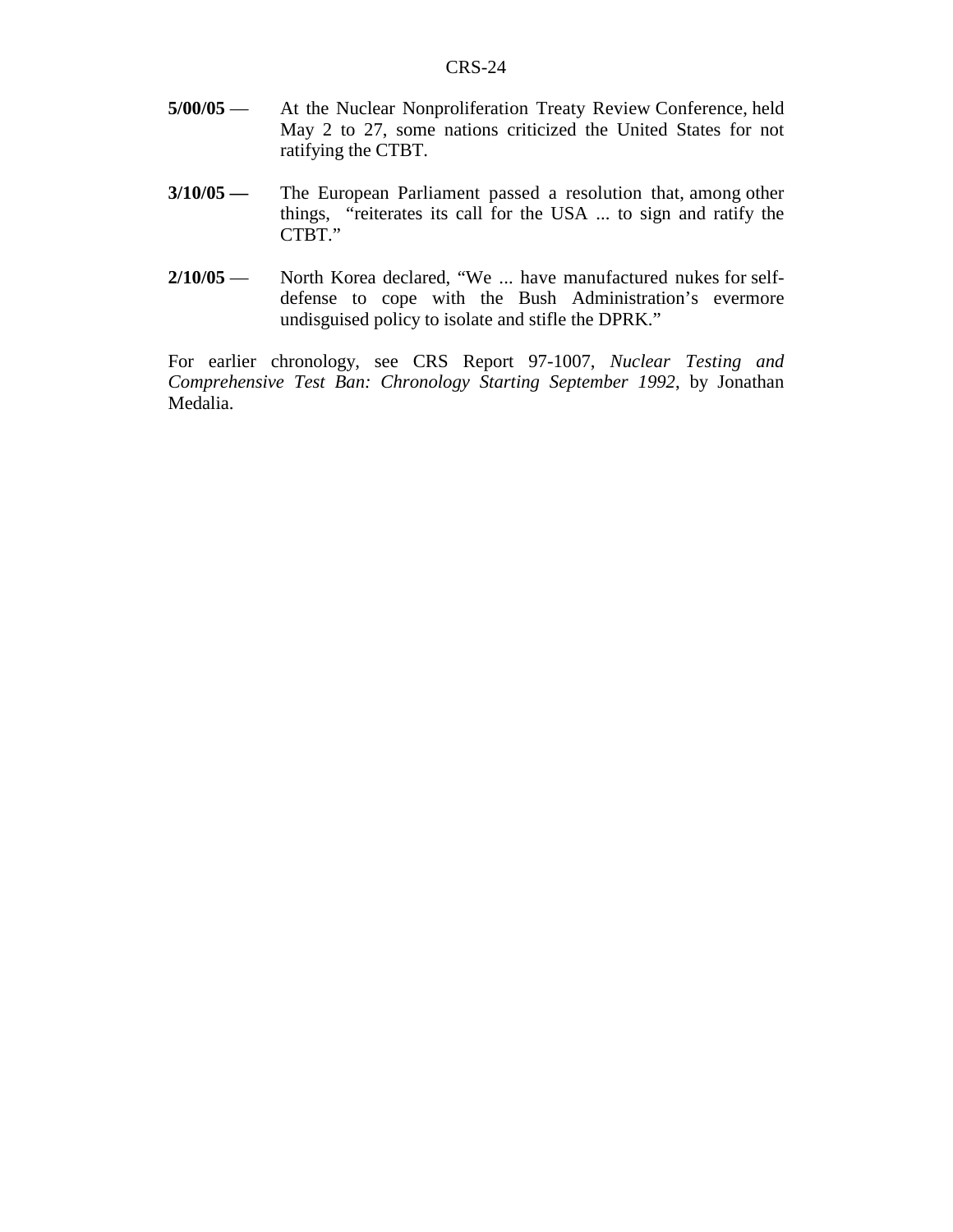**5/00/05** — At the Nuclear Nonproliferation Treaty Review Conference, held May 2 to 27, some nations criticized the United States for not ratifying the CTBT.

**3/10/05 —** The European Parliament passed a resolution that, among other things, "reiterates its call for the USA ... to sign and ratify the CTBT."

**2/10/05** — North Korea declared, "We ... have manufactured nukes for self-defense to cope with the Bush Administration's evermore undisguised policy to isolate and stifle the DPRK."

For earlier chronology, see CRS Report 97-1007, *Nuclear Testing and Comprehensive Test Ban: Chronology Starting September 1992*, by Jonathan Medalia.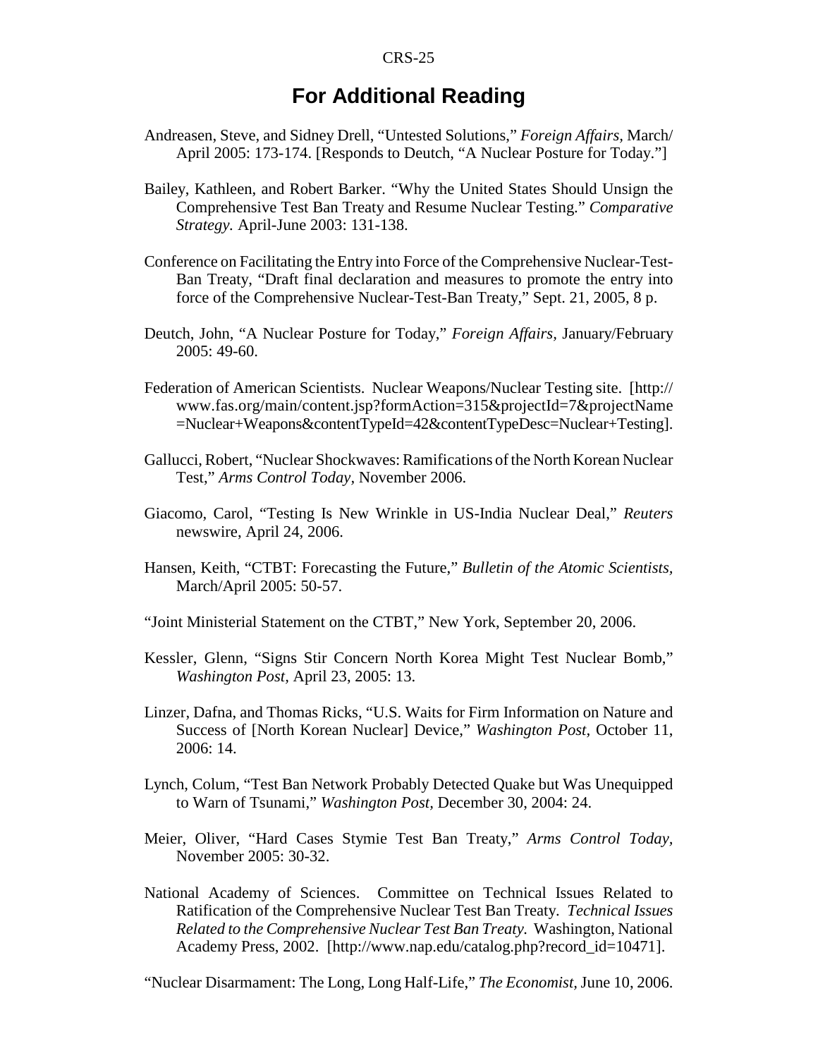## For Additional Reading

Andreasen, Steve, and Sidney Drell, "Untested Solutions," *Foreign Affairs*, March/April 2005: 173-174. [Responds to Deutch, "A Nuclear Posture for Today."]

Bailey, Kathleen, and Robert Barker. "Why the United States Should Unsign the Comprehensive Test Ban Treaty and Resume Nuclear Testing." *Comparative Strategy.* April-June 2003: 131-138.

Conference on Facilitating the Entry into Force of the Comprehensive Nuclear-Test-Ban Treaty, "Draft final declaration and measures to promote the entry into force of the Comprehensive Nuclear-Test-Ban Treaty," Sept. 21, 2005, 8 p.

Deutch, John, "A Nuclear Posture for Today," *Foreign Affairs*, January/February 2005: 49-60.

Federation of American Scientists. Nuclear Weapons/Nuclear Testing site. [http://www.fas.org/main/content.jsp?formAction=315&projectId=7&projectName=Nuclear+Weapons&contentTypeId=42&contentTypeDesc=Nuclear+Testing].

Gallucci, Robert, "Nuclear Shockwaves: Ramifications of the North Korean Nuclear Test," *Arms Control Today*, November 2006.

Giacomo, Carol, "Testing Is New Wrinkle in US-India Nuclear Deal," *Reuters* newswire, April 24, 2006.

Hansen, Keith, "CTBT: Forecasting the Future," *Bulletin of the Atomic Scientists*, March/April 2005: 50-57.

"Joint Ministerial Statement on the CTBT," New York, September 20, 2006.

Kessler, Glenn, "Signs Stir Concern North Korea Might Test Nuclear Bomb," *Washington Post*, April 23, 2005: 13.

Linzer, Dafna, and Thomas Ricks, "U.S. Waits for Firm Information on Nature and Success of [North Korean Nuclear] Device," *Washington Post*, October 11, 2006: 14.

Lynch, Colum, "Test Ban Network Probably Detected Quake but Was Unequipped to Warn of Tsunami," *Washington Post*, December 30, 2004: 24.

Meier, Oliver, "Hard Cases Stymie Test Ban Treaty," *Arms Control Today*, November 2005: 30-32.

National Academy of Sciences. Committee on Technical Issues Related to Ratification of the Comprehensive Nuclear Test Ban Treaty. *Technical Issues Related to the Comprehensive Nuclear Test Ban Treaty.* Washington, National Academy Press, 2002. [http://www.nap.edu/catalog.php?record_id=10471].

"Nuclear Disarmament: The Long, Long Half-Life," *The Economist*, June 10, 2006.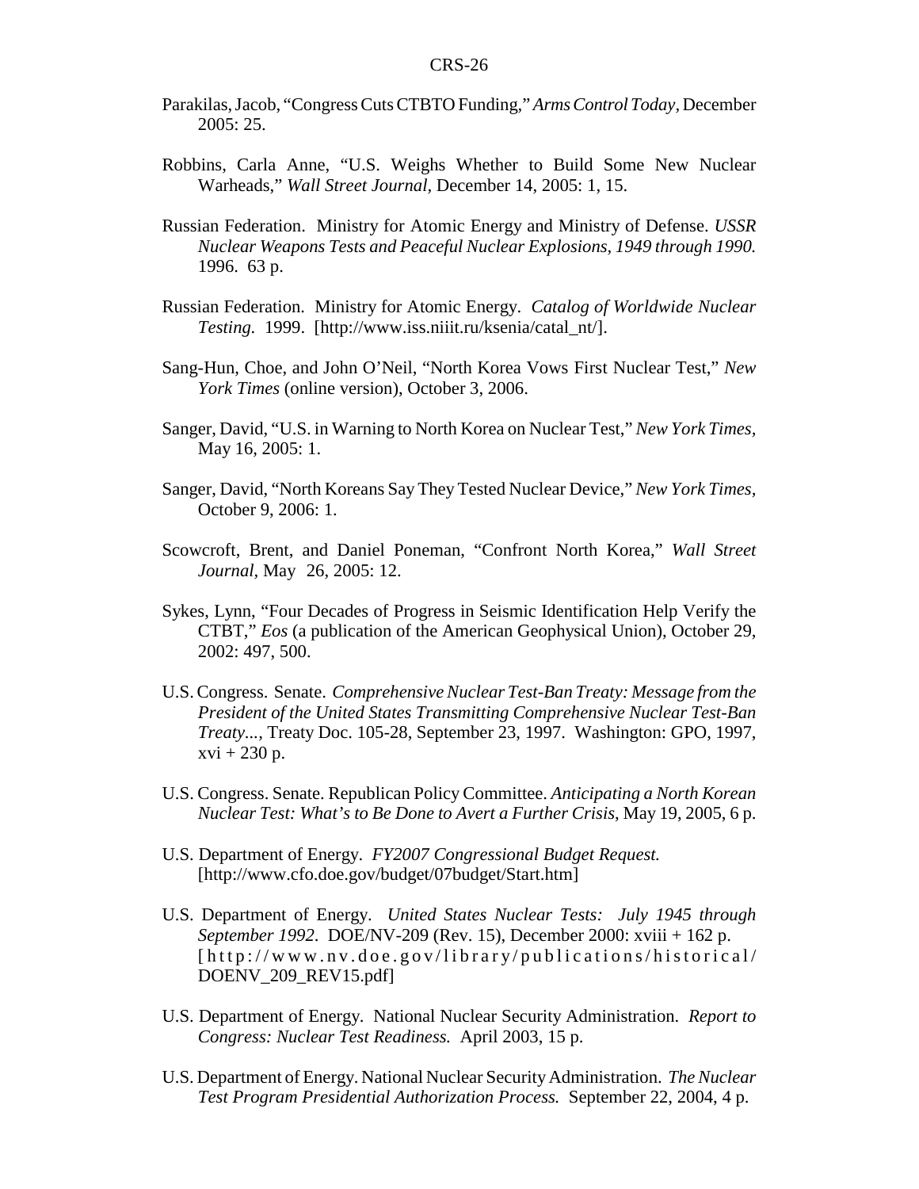Parakilas, Jacob, "Congress Cuts CTBTO Funding," *Arms Control Today*, December 2005: 25.

Robbins, Carla Anne, "U.S. Weighs Whether to Build Some New Nuclear Warheads," *Wall Street Journal*, December 14, 2005: 1, 15.

Russian Federation. Ministry for Atomic Energy and Ministry of Defense. *USSR Nuclear Weapons Tests and Peaceful Nuclear Explosions, 1949 through 1990.* 1996. 63 p.

Russian Federation. Ministry for Atomic Energy. *Catalog of Worldwide Nuclear Testing.* 1999. [http://www.iss.niiit.ru/ksenia/catal_nt/].

Sang-Hun, Choe, and John O'Neil, "North Korea Vows First Nuclear Test," *New York Times* (online version), October 3, 2006.

Sanger, David, "U.S. in Warning to North Korea on Nuclear Test," *New York Times*, May 16, 2005: 1.

Sanger, David, "North Koreans Say They Tested Nuclear Device," *New York Times*, October 9, 2006: 1.

Scowcroft, Brent, and Daniel Poneman, "Confront North Korea," *Wall Street Journal*, May 26, 2005: 12.

Sykes, Lynn, "Four Decades of Progress in Seismic Identification Help Verify the CTBT," *Eos* (a publication of the American Geophysical Union), October 29, 2002: 497, 500.

U.S. Congress. Senate. *Comprehensive Nuclear Test-Ban Treaty: Message from the President of the United States Transmitting Comprehensive Nuclear Test-Ban Treaty...*, Treaty Doc. 105-28, September 23, 1997. Washington: GPO, 1997, xvi + 230 p.

U.S. Congress. Senate. Republican Policy Committee. *Anticipating a North Korean Nuclear Test: What's to Be Done to Avert a Further Crisis*, May 19, 2005, 6 p.

U.S. Department of Energy. *FY2007 Congressional Budget Request.* [http://www.cfo.doe.gov/budget/07budget/Start.htm]

U.S. Department of Energy. *United States Nuclear Tests: July 1945 through September 1992*. DOE/NV-209 (Rev. 15), December 2000: xviii + 162 p. [http://www.nv.doe.gov/library/publications/historical/DOENV_209_REV15.pdf]

U.S. Department of Energy. National Nuclear Security Administration. *Report to Congress: Nuclear Test Readiness.* April 2003, 15 p.

U.S. Department of Energy. National Nuclear Security Administration. *The Nuclear Test Program Presidential Authorization Process.* September 22, 2004, 4 p.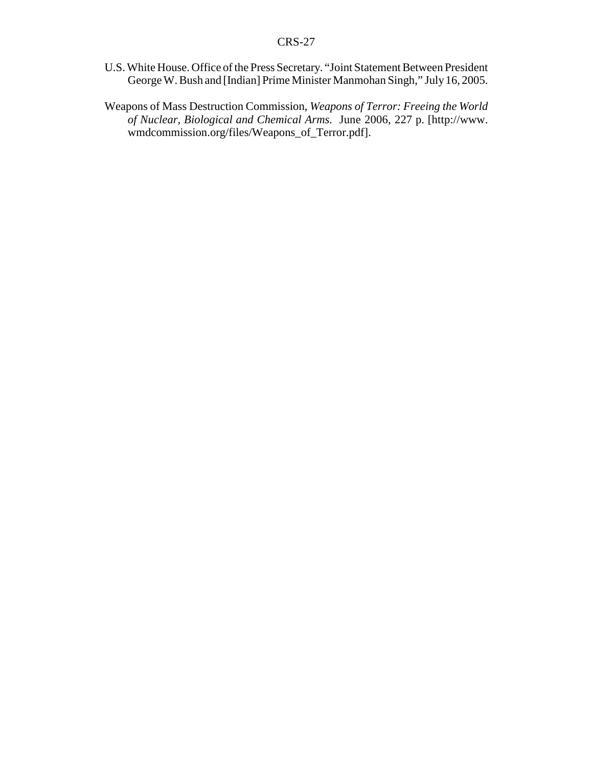U.S. White House. Office of the Press Secretary. "Joint Statement Between President George W. Bush and [Indian] Prime Minister Manmohan Singh," July 16, 2005.

Weapons of Mass Destruction Commission, *Weapons of Terror: Freeing the World of Nuclear, Biological and Chemical Arms.* June 2006, 227 p. [http://www.wmdcommission.org/files/Weapons_of_Terror.pdf].